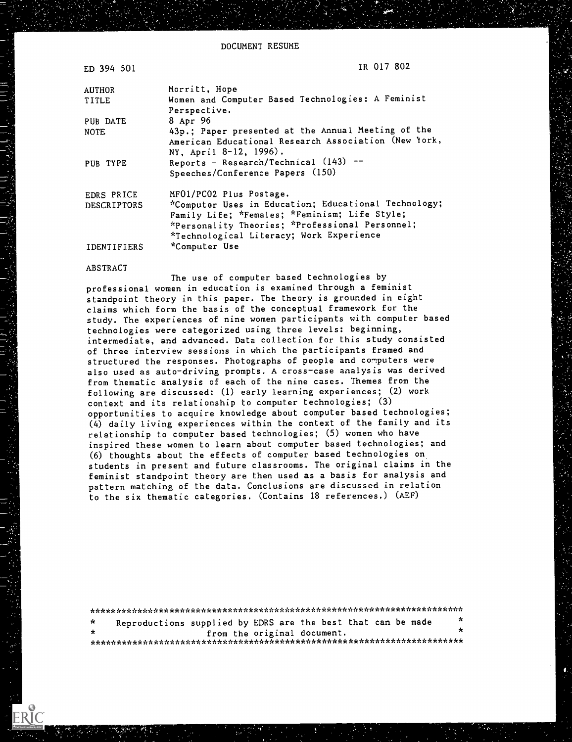DOCUMENT RESUME

| | |
|---|---|
| ED 394 501 | IR 017 802 |
| AUTHOR | Morritt, Hope |
| TITLE | Women and Computer Based Technologies: A Feminist Perspective. |
| PUB DATE | 8 Apr 96 |
| NOTE | 43p.; Paper presented at the Annual Meeting of the American Educational Research Association (New York, NY, April 8-12, 1996). |
| PUB TYPE | Reports - Research/Technical (143) -- Speeches/Conference Papers (150) |
| EDRS PRICE | MF01/PC02 Plus Postage. |
| DESCRIPTORS | *Computer Uses in Education; Educational Technology; Family Life; *Females; *Feminism; Life Style; *Personality Theories; *Professional Personnel; *Technological Literacy; Work Experience |
| IDENTIFIERS | *Computer Use |

ABSTRACT

The use of computer based technologies by professional women in education is examined through a feminist standpoint theory in this paper. The theory is grounded in eight claims which form the basis of the conceptual framework for the study. The experiences of nine women participants with computer based technologies were categorized using three levels: beginning, intermediate, and advanced. Data collection for this study consisted of three interview sessions in which the participants framed and structured the responses. Photographs of people and computers were also used as auto-driving prompts. A cross-case analysis was derived from thematic analysis of each of the nine cases. Themes from the following are discussed: (1) early learning experiences; (2) work context and its relationship to computer technologies; (3) opportunities to acquire knowledge about computer based technologies; (4) daily living experiences within the context of the family and its relationship to computer based technologies; (5) women who have inspired these women to learn about computer based technologies; and (6) thoughts about the effects of computer based technologies on students in present and future classrooms. The original claims in the feminist standpoint theory are then used as a basis for analysis and pattern matching of the data. Conclusions are discussed in relation to the six thematic categories. (Contains 18 references.) (AEF)

***********************************************************************
* Reproductions supplied by EDRS are the best that can be made *
* from the original document. *
***********************************************************************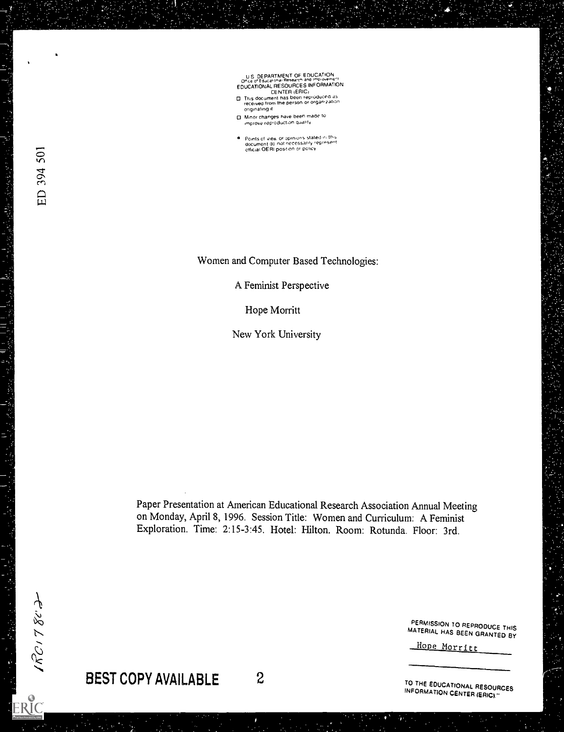U.S. DEPARTMENT OF EDUCATION
Office of Educational Research and Improvement
EDUCATIONAL RESOURCES INFORMATION CENTER (ERIC)

- This document has been reproduced as received from the person or organization originating it.
- Minor changes have been made to improve reproduction quality.
- Points of view or opinions stated in this document do not necessarily represent official OERI position or policy.

ED 394 501

# Women and Computer Based Technologies:

## A Feminist Perspective

Hope Morritt

New York University

Paper Presentation at American Educational Research Association Annual Meeting on Monday, April 8, 1996. Session Title: Women and Curriculum: A Feminist Exploration. Time: 2:15-3:45. Hotel: Hilton. Room: Rotunda. Floor: 3rd.

"PERMISSION TO REPRODUCE THIS MATERIAL HAS BEEN GRANTED BY

Hope Morritt

TO THE EDUCATIONAL RESOURCES INFORMATION CENTER (ERIC)."

IR017872

BEST COPY AVAILABLE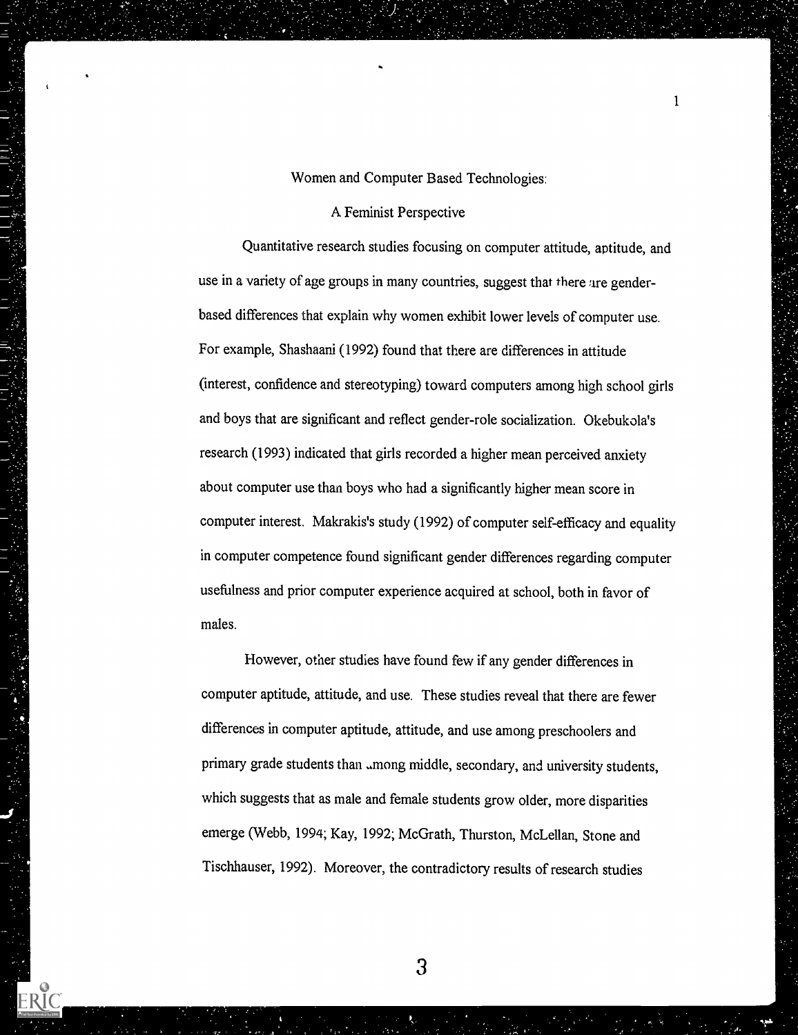# Women and Computer Based Technologies:

## A Feminist Perspective

Quantitative research studies focusing on computer attitude, aptitude, and use in a variety of age groups in many countries, suggest that there are gender-based differences that explain why women exhibit lower levels of computer use. For example, Shashaani (1992) found that there are differences in attitude (interest, confidence and stereotyping) toward computers among high school girls and boys that are significant and reflect gender-role socialization. Okebukola's research (1993) indicated that girls recorded a higher mean perceived anxiety about computer use than boys who had a significantly higher mean score in computer interest. Makrakis's study (1992) of computer self-efficacy and equality in computer competence found significant gender differences regarding computer usefulness and prior computer experience acquired at school, both in favor of males.

However, other studies have found few if any gender differences in computer aptitude, attitude, and use. These studies reveal that there are fewer differences in computer aptitude, attitude, and use among preschoolers and primary grade students than among middle, secondary, and university students, which suggests that as male and female students grow older, more disparities emerge (Webb, 1994; Kay, 1992; McGrath, Thurston, McLellan, Stone and Tischhauser, 1992). Moreover, the contradictory results of research studies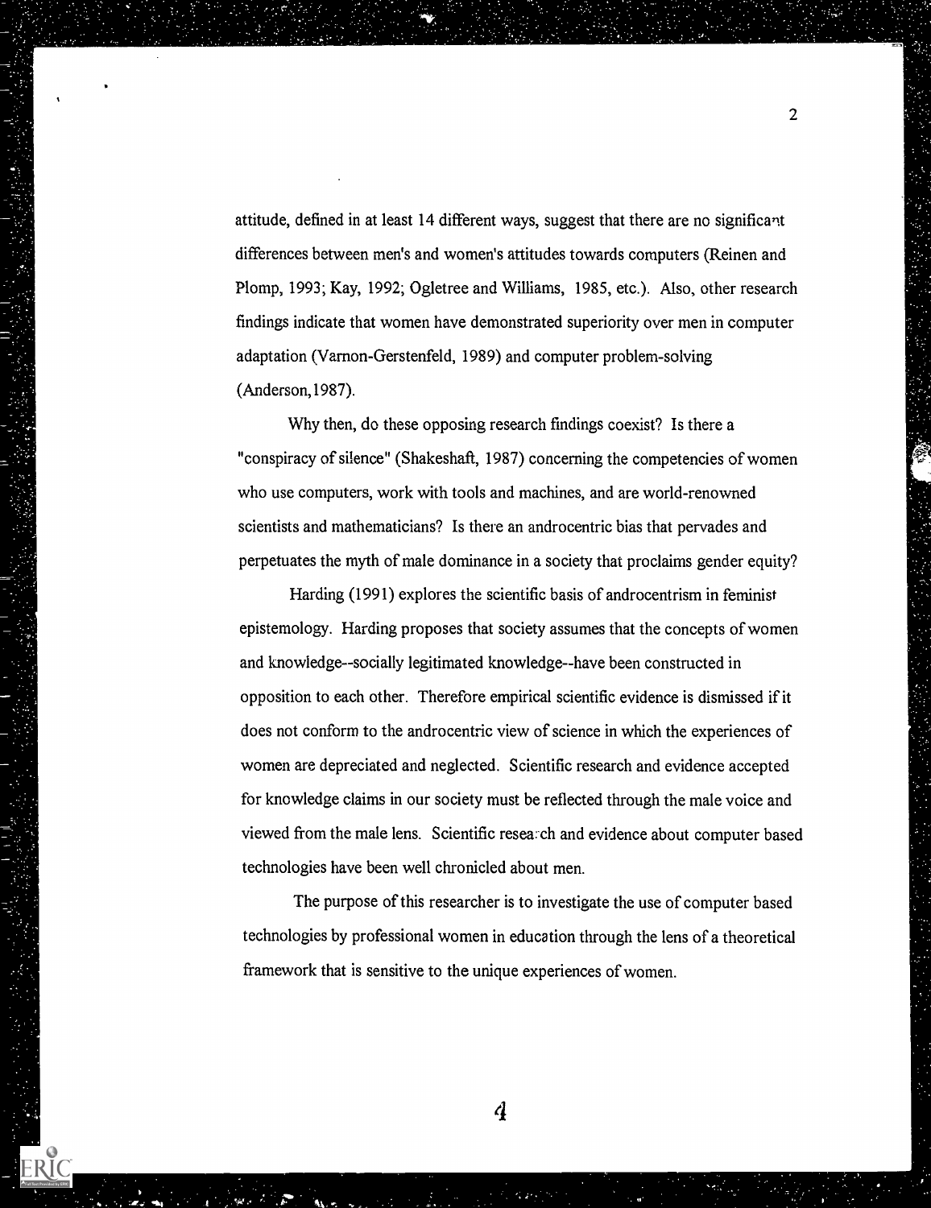attitude, defined in at least 14 different ways, suggest that there are no significant differences between men's and women's attitudes towards computers (Reinen and Plomp, 1993; Kay, 1992; Ogletree and Williams, 1985, etc.). Also, other research findings indicate that women have demonstrated superiority over men in computer adaptation (Varnon-Gerstenfeld, 1989) and computer problem-solving (Anderson,1987).

Why then, do these opposing research findings coexist? Is there a "conspiracy of silence" (Shakeshaft, 1987) concerning the competencies of women who use computers, work with tools and machines, and are world-renowned scientists and mathematicians? Is there an androcentric bias that pervades and perpetuates the myth of male dominance in a society that proclaims gender equity?

Harding (1991) explores the scientific basis of androcentrism in feminist epistemology. Harding proposes that society assumes that the concepts of women and knowledge--socially legitimated knowledge--have been constructed in opposition to each other. Therefore empirical scientific evidence is dismissed if it does not conform to the androcentric view of science in which the experiences of women are depreciated and neglected. Scientific research and evidence accepted for knowledge claims in our society must be reflected through the male voice and viewed from the male lens. Scientific research and evidence about computer based technologies have been well chronicled about men.

The purpose of this researcher is to investigate the use of computer based technologies by professional women in education through the lens of a theoretical framework that is sensitive to the unique experiences of women.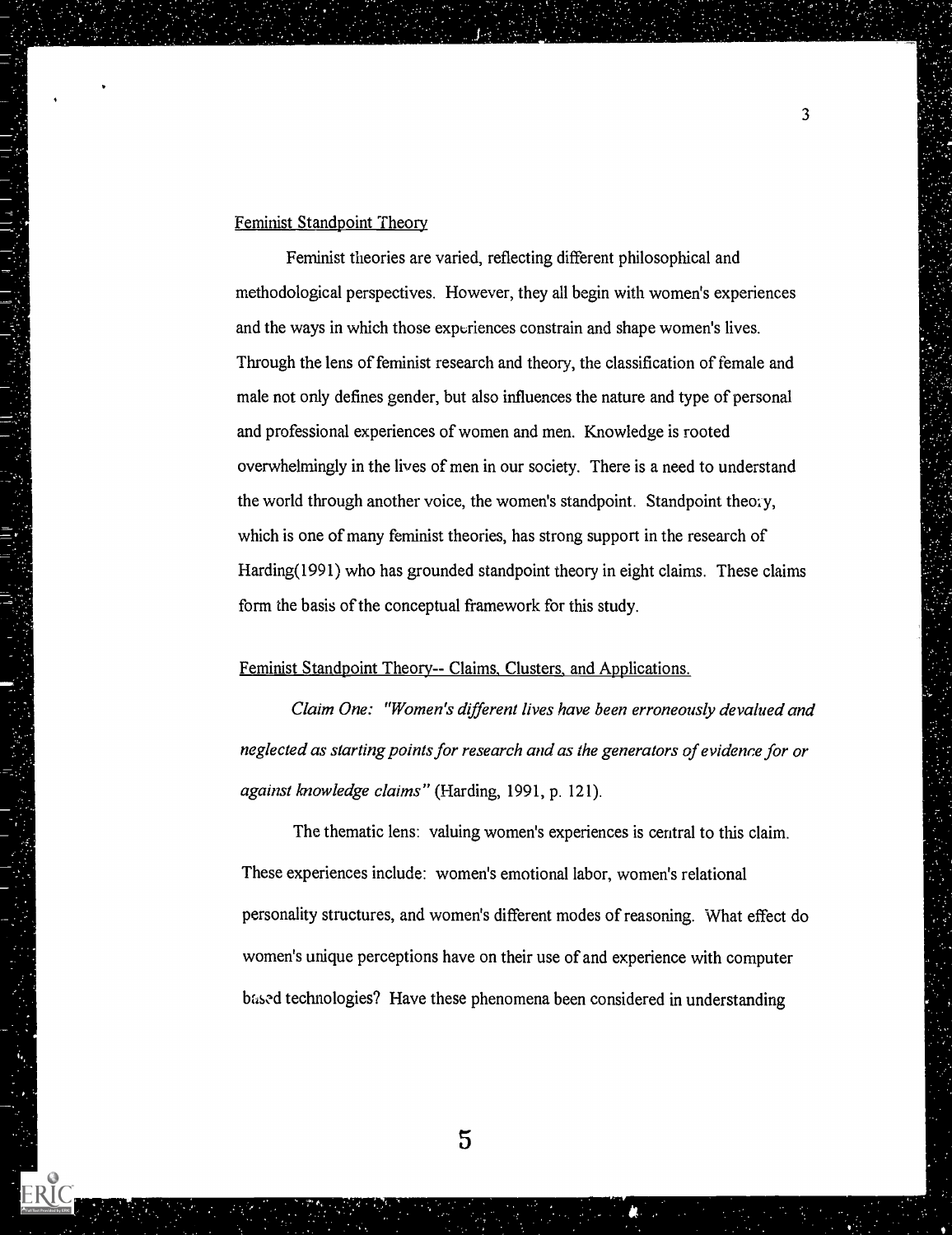## Feminist Standpoint Theory

Feminist theories are varied, reflecting different philosophical and methodological perspectives. However, they all begin with women's experiences and the ways in which those experiences constrain and shape women's lives. Through the lens of feminist research and theory, the classification of female and male not only defines gender, but also influences the nature and type of personal and professional experiences of women and men. Knowledge is rooted overwhelmingly in the lives of men in our society. There is a need to understand the world through another voice, the women's standpoint. Standpoint theory, which is one of many feminist theories, has strong support in the research of Harding(1991) who has grounded standpoint theory in eight claims. These claims form the basis of the conceptual framework for this study.

## Feminist Standpoint Theory-- Claims, Clusters, and Applications.

*Claim One: "Women's different lives have been erroneously devalued and neglected as starting points for research and as the generators of evidence for or against knowledge claims"* (Harding, 1991, p. 121).

The thematic lens: valuing women's experiences is central to this claim. These experiences include: women's emotional labor, women's relational personality structures, and women's different modes of reasoning. What effect do women's unique perceptions have on their use of and experience with computer based technologies? Have these phenomena been considered in understanding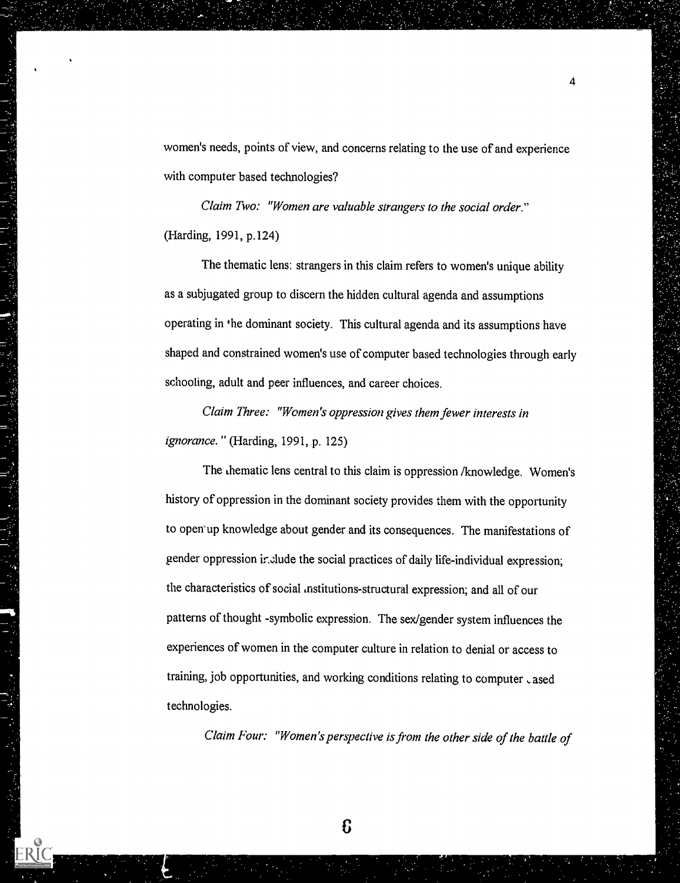women's needs, points of view, and concerns relating to the use of and experience with computer based technologies?

*Claim Two: "Women are valuable strangers to the social order."* (Harding, 1991, p.124)

The thematic lens: strangers in this claim refers to women's unique ability as a subjugated group to discern the hidden cultural agenda and assumptions operating in the dominant society. This cultural agenda and its assumptions have shaped and constrained women's use of computer based technologies through early schooling, adult and peer influences, and career choices.

*Claim Three: "Women's oppression gives them fewer interests in ignorance."* (Harding, 1991, p. 125)

The thematic lens central to this claim is oppression /knowledge. Women's history of oppression in the dominant society provides them with the opportunity to open up knowledge about gender and its consequences. The manifestations of gender oppression include the social practices of daily life-individual expression; the characteristics of social institutions-structural expression; and all of our patterns of thought -symbolic expression. The sex/gender system influences the experiences of women in the computer culture in relation to denial or access to training, job opportunities, and working conditions relating to computer based technologies.

*Claim Four: "Women's perspective is from the other side of the battle of*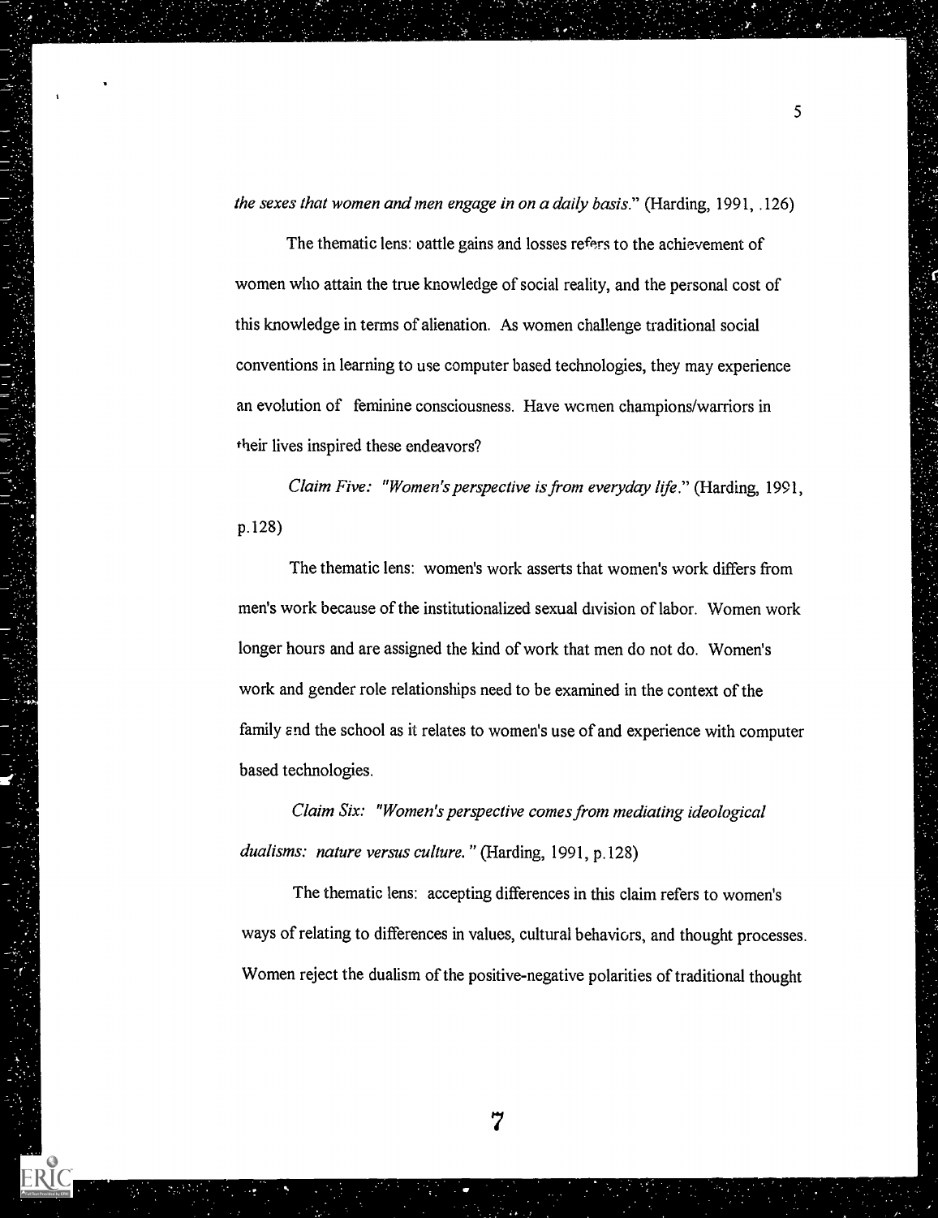*the sexes that women and men engage in on a daily basis*." (Harding, 1991, .126)

The thematic lens: battle gains and losses refers to the achievement of women who attain the true knowledge of social reality, and the personal cost of this knowledge in terms of alienation. As women challenge traditional social conventions in learning to use computer based technologies, they may experience an evolution of feminine consciousness. Have women champions/warriors in their lives inspired these endeavors?

*Claim Five: "Women's perspective is from everyday life."* (Harding, 1991, p.128)

The thematic lens: women's work asserts that women's work differs from men's work because of the institutionalized sexual division of labor. Women work longer hours and are assigned the kind of work that men do not do. Women's work and gender role relationships need to be examined in the context of the family and the school as it relates to women's use of and experience with computer based technologies.

*Claim Six: "Women's perspective comes from mediating ideological dualisms: nature versus culture."* (Harding, 1991, p.128)

The thematic lens: accepting differences in this claim refers to women's ways of relating to differences in values, cultural behaviors, and thought processes. Women reject the dualism of the positive-negative polarities of traditional thought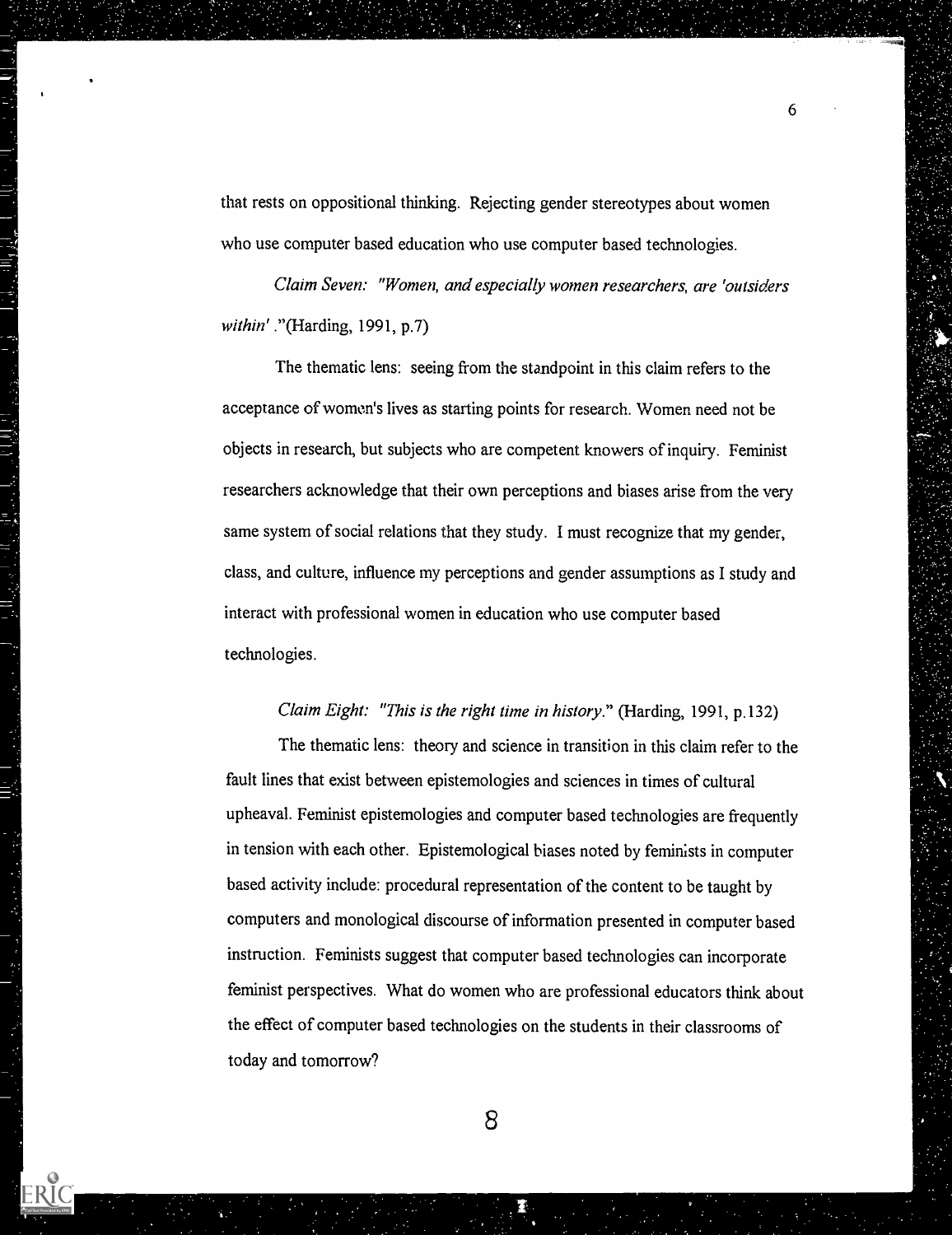that rests on oppositional thinking. Rejecting gender stereotypes about women who use computer based education who use computer based technologies.

*Claim Seven: "Women, and especially women researchers, are 'outsiders within'."*(Harding, 1991, p.7)

The thematic lens: seeing from the standpoint in this claim refers to the acceptance of women's lives as starting points for research. Women need not be objects in research, but subjects who are competent knowers of inquiry. Feminist researchers acknowledge that their own perceptions and biases arise from the very same system of social relations that they study. I must recognize that my gender, class, and culture, influence my perceptions and gender assumptions as I study and interact with professional women in education who use computer based technologies.

*Claim Eight: "This is the right time in history."* (Harding, 1991, p.132)

The thematic lens: theory and science in transition in this claim refer to the fault lines that exist between epistemologies and sciences in times of cultural upheaval. Feminist epistemologies and computer based technologies are frequently in tension with each other. Epistemological biases noted by feminists in computer based activity include: procedural representation of the content to be taught by computers and monological discourse of information presented in computer based instruction. Feminists suggest that computer based technologies can incorporate feminist perspectives. What do women who are professional educators think about the effect of computer based technologies on the students in their classrooms of today and tomorrow?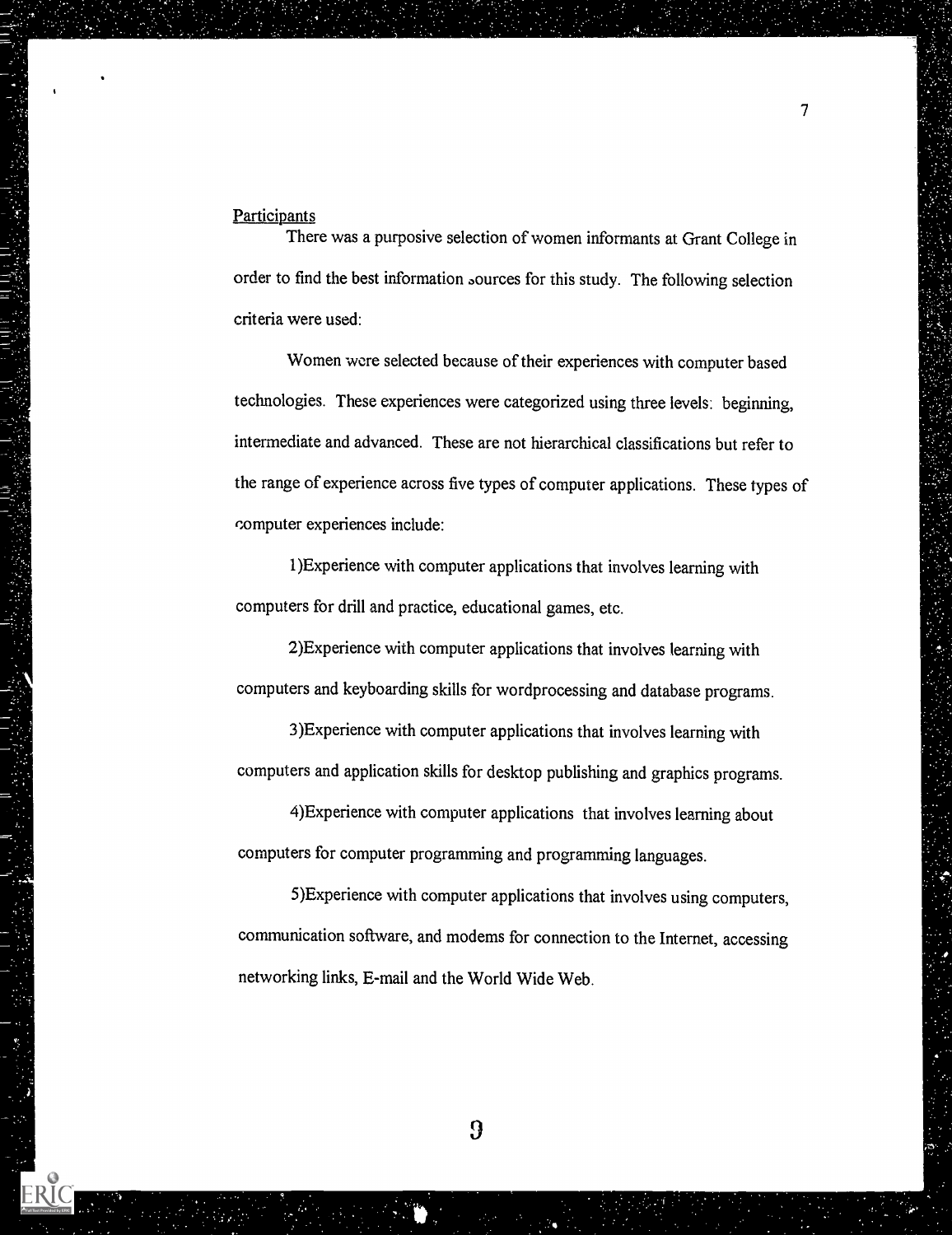Participants

There was a purposive selection of women informants at Grant College in order to find the best information sources for this study. The following selection criteria were used:

Women were selected because of their experiences with computer based technologies. These experiences were categorized using three levels: beginning, intermediate and advanced. These are not hierarchical classifications but refer to the range of experience across five types of computer applications. These types of computer experiences include:

1)Experience with computer applications that involves learning with computers for drill and practice, educational games, etc.

2)Experience with computer applications that involves learning with computers and keyboarding skills for wordprocessing and database programs.

3)Experience with computer applications that involves learning with computers and application skills for desktop publishing and graphics programs.

4)Experience with computer applications that involves learning about computers for computer programming and programming languages.

5)Experience with computer applications that involves using computers, communication software, and modems for connection to the Internet, accessing networking links, E-mail and the World Wide Web.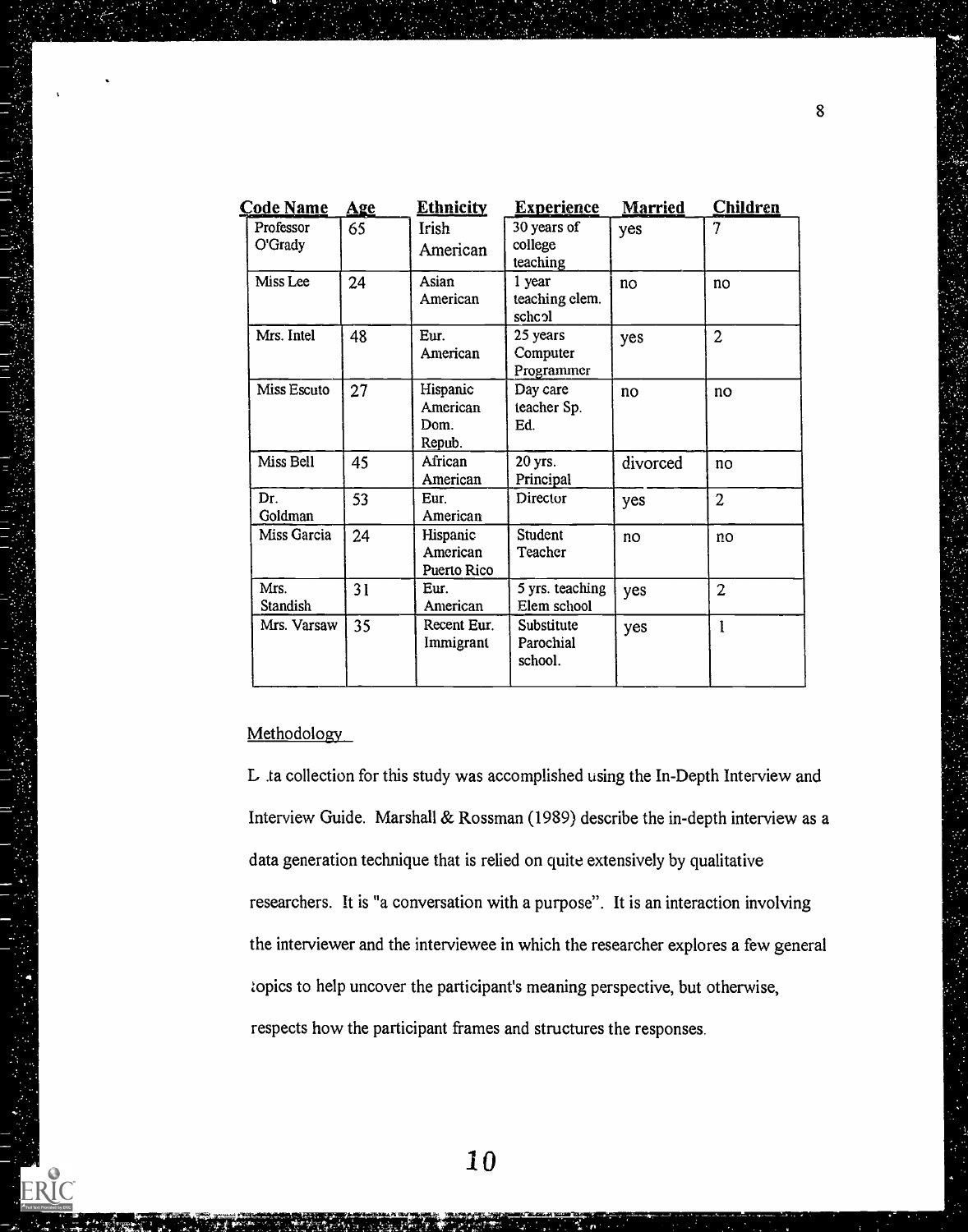| Code Name | Age | Ethnicity | Experience | Married | Children |
|---|---|---|---|---|---|
| Professor O'Grady | 65 | Irish American | 30 years of college teaching | yes | 7 |
| Miss Lee | 24 | Asian American | 1 year teaching elem. school | no | no |
| Mrs. Intel | 48 | Eur. American | 25 years Computer Programmer | yes | 2 |
| Miss Escuto | 27 | Hispanic American Dom. Repub. | Day care teacher Sp. Ed. | no | no |
| Miss Bell | 45 | African American | 20 yrs. Principal | divorced | no |
| Dr. Goldman | 53 | Eur. American | Director | yes | 2 |
| Miss Garcia | 24 | Hispanic American Puerto Rico | Student Teacher | no | no |
| Mrs. Standish | 31 | Eur. American | 5 yrs. teaching Elem school | yes | 2 |
| Mrs. Varsaw | 35 | Recent Eur. Immigrant | Substitute Parochial school. | yes | 1 |

Methodology

Data collection for this study was accomplished using the In-Depth Interview and Interview Guide. Marshall & Rossman (1989) describe the in-depth interview as a data generation technique that is relied on quite extensively by qualitative researchers. It is "a conversation with a purpose". It is an interaction involving the interviewer and the interviewee in which the researcher explores a few general topics to help uncover the participant's meaning perspective, but otherwise, respects how the participant frames and structures the responses.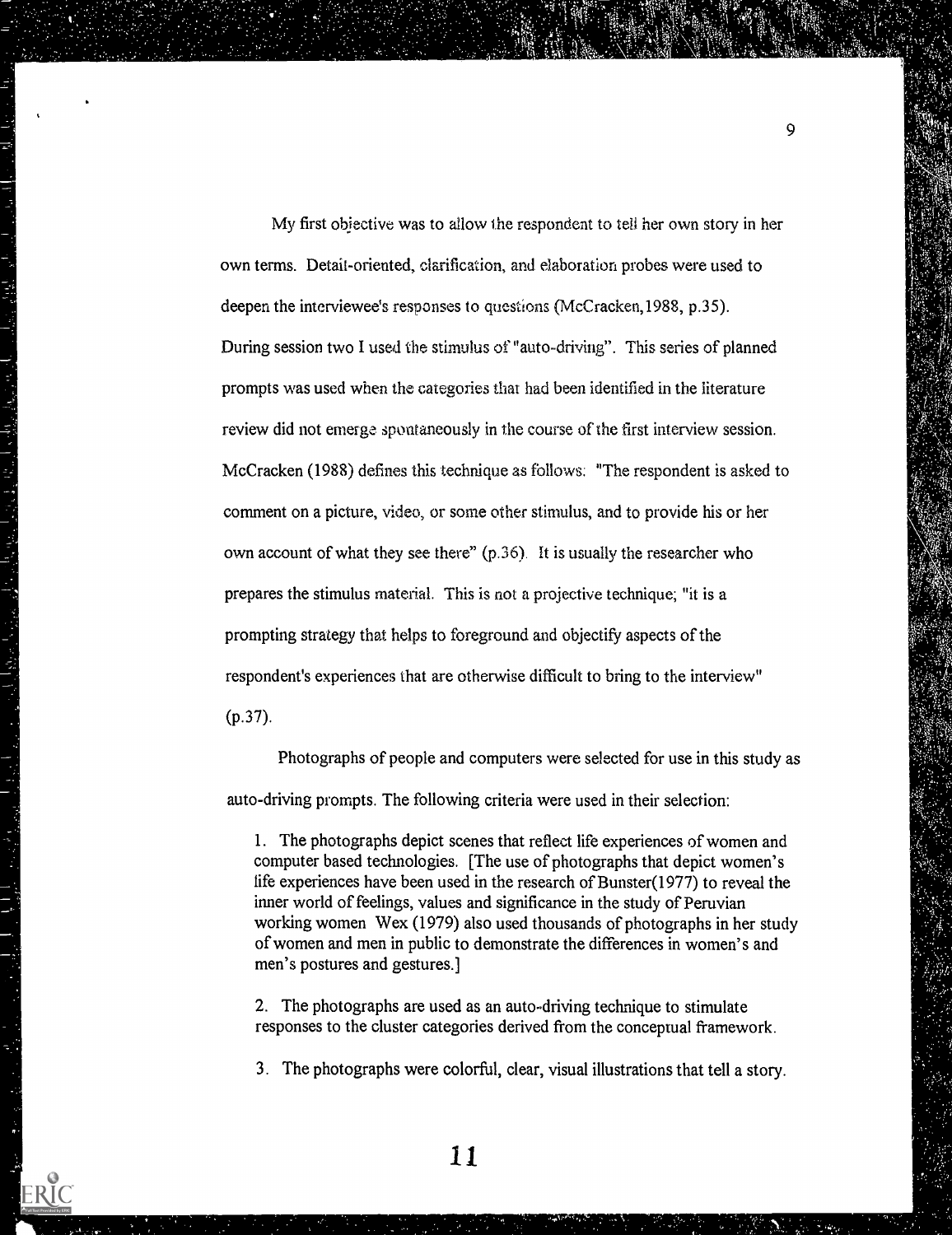My first objective was to allow the respondent to tell her own story in her own terms. Detail-oriented, clarification, and elaboration probes were used to deepen the interviewee's responses to questions (McCracken,1988, p.35). During session two I used the stimulus of "auto-driving". This series of planned prompts was used when the categories that had been identified in the literature review did not emerge spontaneously in the course of the first interview session. McCracken (1988) defines this technique as follows: "The respondent is asked to comment on a picture, video, or some other stimulus, and to provide his or her own account of what they see there" (p.36). It is usually the researcher who prepares the stimulus material. This is not a projective technique; "it is a prompting strategy that helps to foreground and objectify aspects of the respondent's experiences that are otherwise difficult to bring to the interview" (p.37).

Photographs of people and computers were selected for use in this study as auto-driving prompts. The following criteria were used in their selection:

1. The photographs depict scenes that reflect life experiences of women and computer based technologies. [The use of photographs that depict women's life experiences have been used in the research of Bunster(1977) to reveal the inner world of feelings, values and significance in the study of Peruvian working women Wex (1979) also used thousands of photographs in her study of women and men in public to demonstrate the differences in women's and men's postures and gestures.]

2. The photographs are used as an auto-driving technique to stimulate responses to the cluster categories derived from the conceptual framework.

3. The photographs were colorful, clear, visual illustrations that tell a story.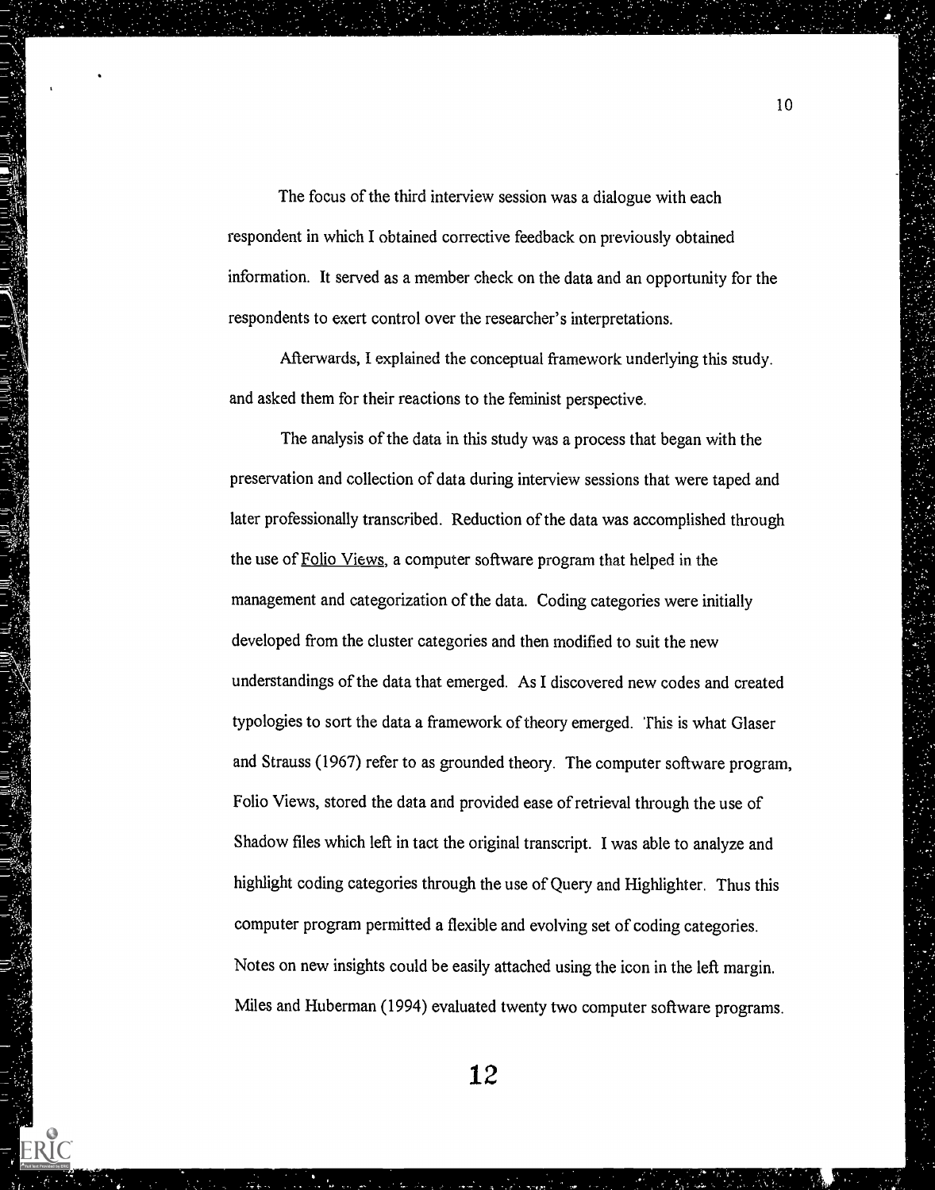The focus of the third interview session was a dialogue with each respondent in which I obtained corrective feedback on previously obtained information. It served as a member check on the data and an opportunity for the respondents to exert control over the researcher's interpretations.

Afterwards, I explained the conceptual framework underlying this study. and asked them for their reactions to the feminist perspective.

The analysis of the data in this study was a process that began with the preservation and collection of data during interview sessions that were taped and later professionally transcribed. Reduction of the data was accomplished through the use of <u>Folio Views</u>, a computer software program that helped in the management and categorization of the data. Coding categories were initially developed from the cluster categories and then modified to suit the new understandings of the data that emerged. As I discovered new codes and created typologies to sort the data a framework of theory emerged. This is what Glaser and Strauss (1967) refer to as grounded theory. The computer software program, Folio Views, stored the data and provided ease of retrieval through the use of Shadow files which left in tact the original transcript. I was able to analyze and highlight coding categories through the use of Query and Highlighter. Thus this computer program permitted a flexible and evolving set of coding categories. Notes on new insights could be easily attached using the icon in the left margin. Miles and Huberman (1994) evaluated twenty two computer software programs.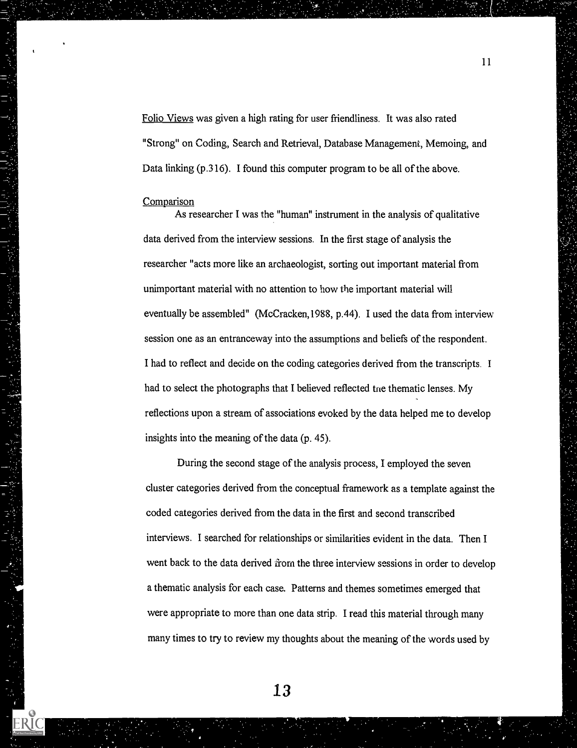Folio Views was given a high rating for user friendliness. It was also rated "Strong" on Coding, Search and Retrieval, Database Management, Memoing, and Data linking (p.316). I found this computer program to be all of the above.

Comparison

As researcher I was the "human" instrument in the analysis of qualitative data derived from the interview sessions. In the first stage of analysis the researcher "acts more like an archaeologist, sorting out important material from unimportant material with no attention to how the important material will eventually be assembled" (McCracken,1988, p.44). I used the data from interview session one as an entranceway into the assumptions and beliefs of the respondent. I had to reflect and decide on the coding categories derived from the transcripts. I had to select the photographs that I believed reflected the thematic lenses. My reflections upon a stream of associations evoked by the data helped me to develop insights into the meaning of the data (p. 45).

During the second stage of the analysis process, I employed the seven cluster categories derived from the conceptual framework as a template against the coded categories derived from the data in the first and second transcribed interviews. I searched for relationships or similarities evident in the data. Then I went back to the data derived from the three interview sessions in order to develop a thematic analysis for each case. Patterns and themes sometimes emerged that were appropriate to more than one data strip. I read this material through many many times to try to review my thoughts about the meaning of the words used by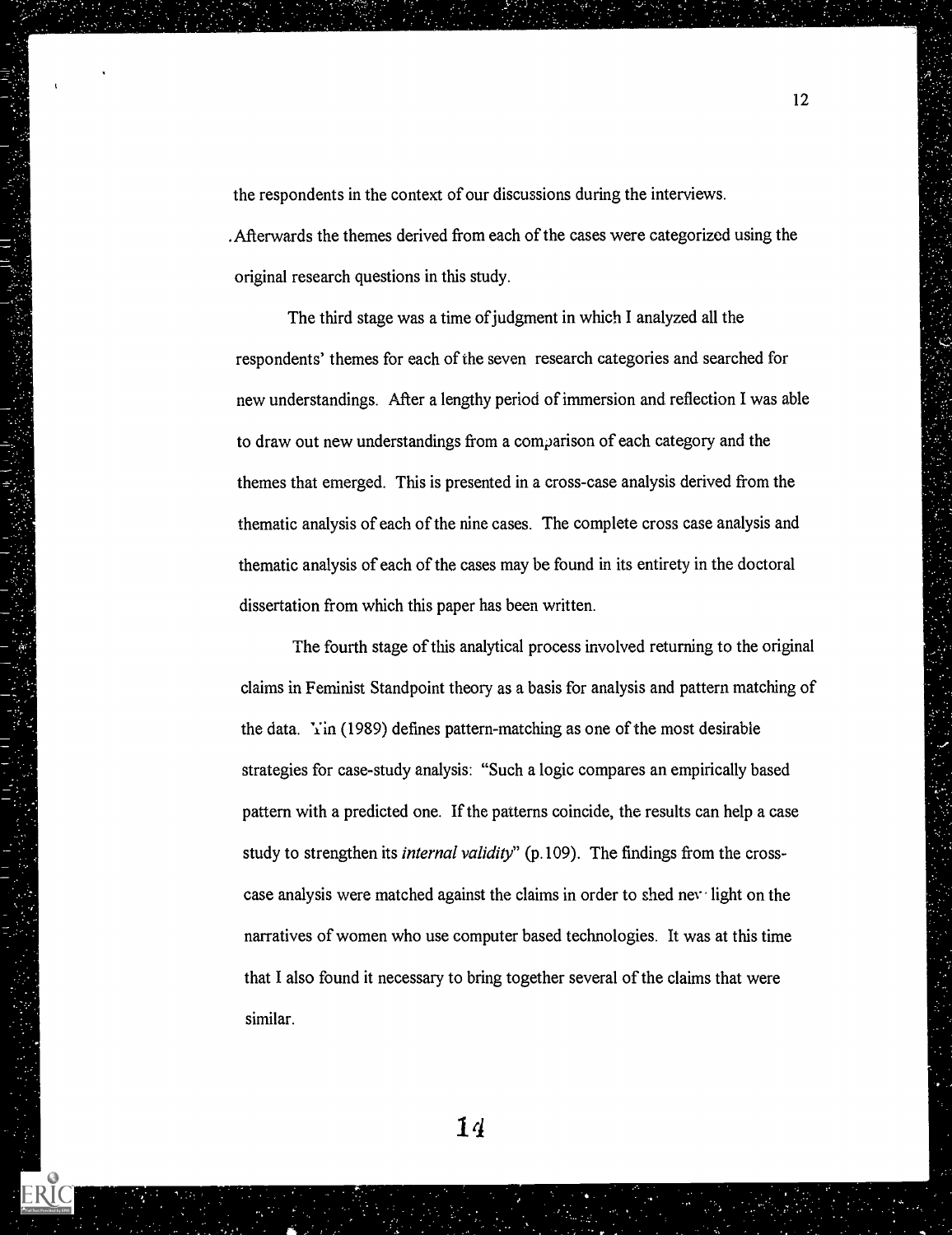the respondents in the context of our discussions during the interviews. Afterwards the themes derived from each of the cases were categorized using the original research questions in this study.

The third stage was a time of judgment in which I analyzed all the respondents' themes for each of the seven research categories and searched for new understandings. After a lengthy period of immersion and reflection I was able to draw out new understandings from a comparison of each category and the themes that emerged. This is presented in a cross-case analysis derived from the thematic analysis of each of the nine cases. The complete cross case analysis and thematic analysis of each of the cases may be found in its entirety in the doctoral dissertation from which this paper has been written.

The fourth stage of this analytical process involved returning to the original claims in Feminist Standpoint theory as a basis for analysis and pattern matching of the data. Yin (1989) defines pattern-matching as one of the most desirable strategies for case-study analysis: "Such a logic compares an empirically based pattern with a predicted one. If the patterns coincide, the results can help a case study to strengthen its *internal validity*" (p.109). The findings from the cross-case analysis were matched against the claims in order to shed new light on the narratives of women who use computer based technologies. It was at this time that I also found it necessary to bring together several of the claims that were similar.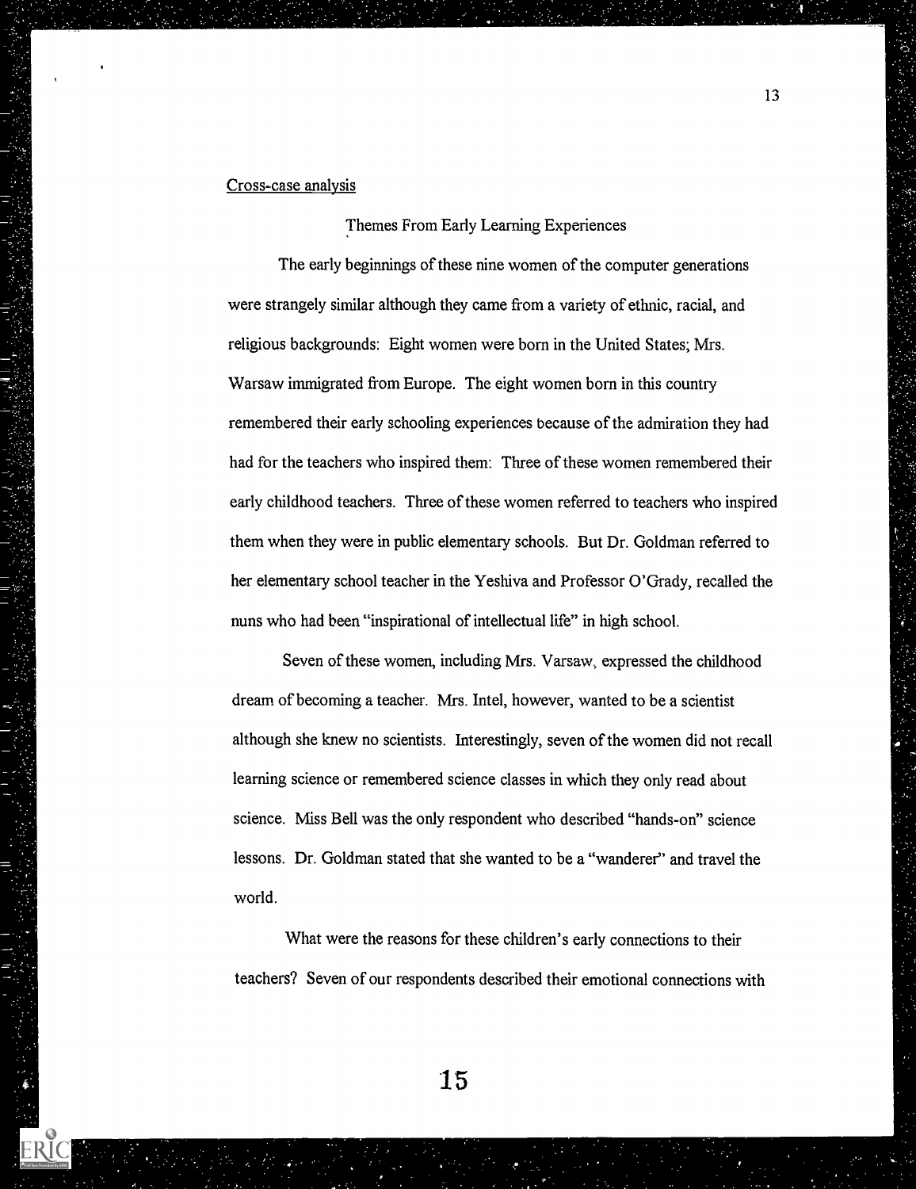Cross-case analysis

## Themes From Early Learning Experiences

The early beginnings of these nine women of the computer generations were strangely similar although they came from a variety of ethnic, racial, and religious backgrounds: Eight women were born in the United States; Mrs. Warsaw immigrated from Europe. The eight women born in this country remembered their early schooling experiences because of the admiration they had had for the teachers who inspired them: Three of these women remembered their early childhood teachers. Three of these women referred to teachers who inspired them when they were in public elementary schools. But Dr. Goldman referred to her elementary school teacher in the Yeshiva and Professor O'Grady, recalled the nuns who had been "inspirational of intellectual life" in high school.

Seven of these women, including Mrs. Varsaw, expressed the childhood dream of becoming a teacher. Mrs. Intel, however, wanted to be a scientist although she knew no scientists. Interestingly, seven of the women did not recall learning science or remembered science classes in which they only read about science. Miss Bell was the only respondent who described "hands-on" science lessons. Dr. Goldman stated that she wanted to be a "wanderer" and travel the world.

What were the reasons for these children's early connections to their teachers? Seven of our respondents described their emotional connections with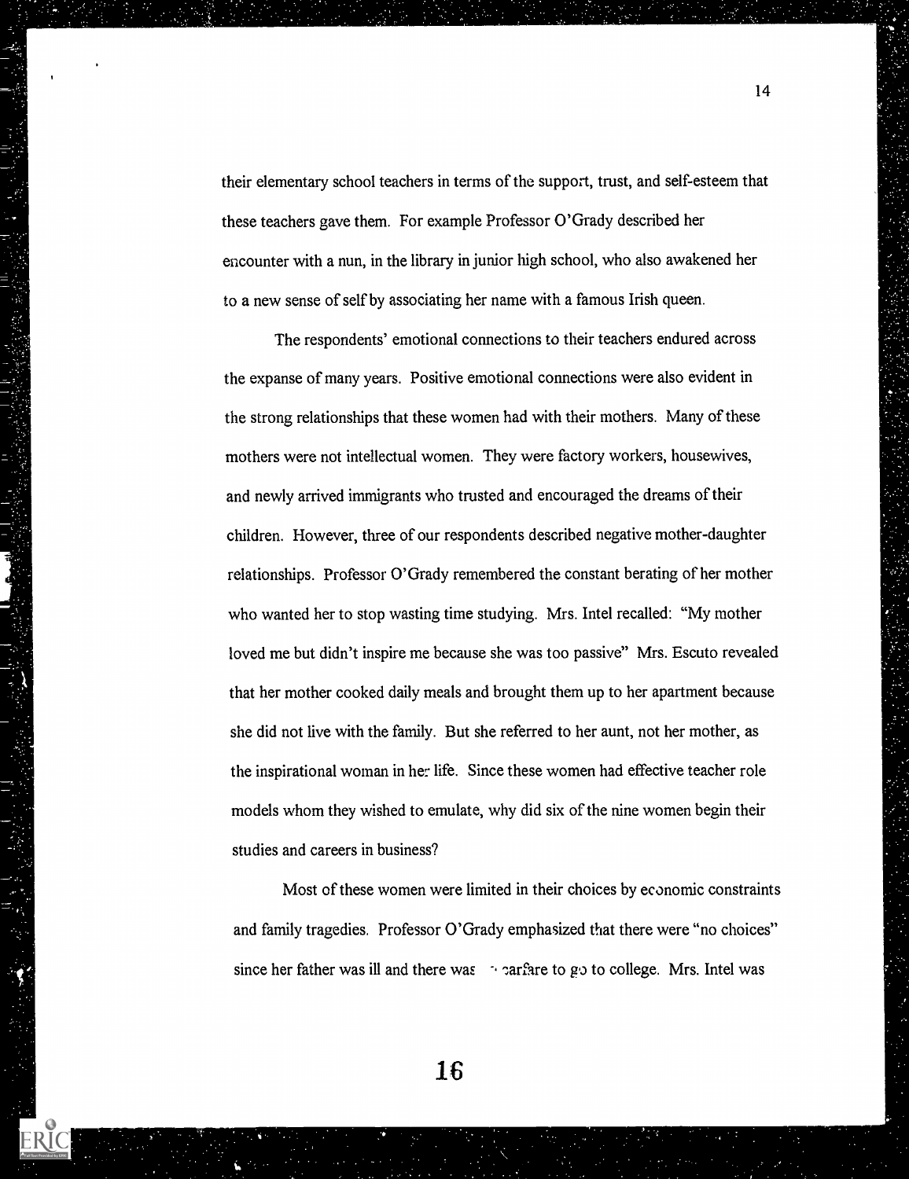their elementary school teachers in terms of the support, trust, and self-esteem that these teachers gave them. For example Professor O'Grady described her encounter with a nun, in the library in junior high school, who also awakened her to a new sense of self by associating her name with a famous Irish queen.

The respondents' emotional connections to their teachers endured across the expanse of many years. Positive emotional connections were also evident in the strong relationships that these women had with their mothers. Many of these mothers were not intellectual women. They were factory workers, housewives, and newly arrived immigrants who trusted and encouraged the dreams of their children. However, three of our respondents described negative mother-daughter relationships. Professor O'Grady remembered the constant berating of her mother who wanted her to stop wasting time studying. Mrs. Intel recalled: "My mother loved me but didn't inspire me because she was too passive" Mrs. Escuto revealed that her mother cooked daily meals and brought them up to her apartment because she did not live with the family. But she referred to her aunt, not her mother, as the inspirational woman in her life. Since these women had effective teacher role models whom they wished to emulate, why did six of the nine women begin their studies and careers in business?

Most of these women were limited in their choices by economic constraints and family tragedies. Professor O'Grady emphasized that there were "no choices" since her father was ill and there was no carfare to go to college. Mrs. Intel was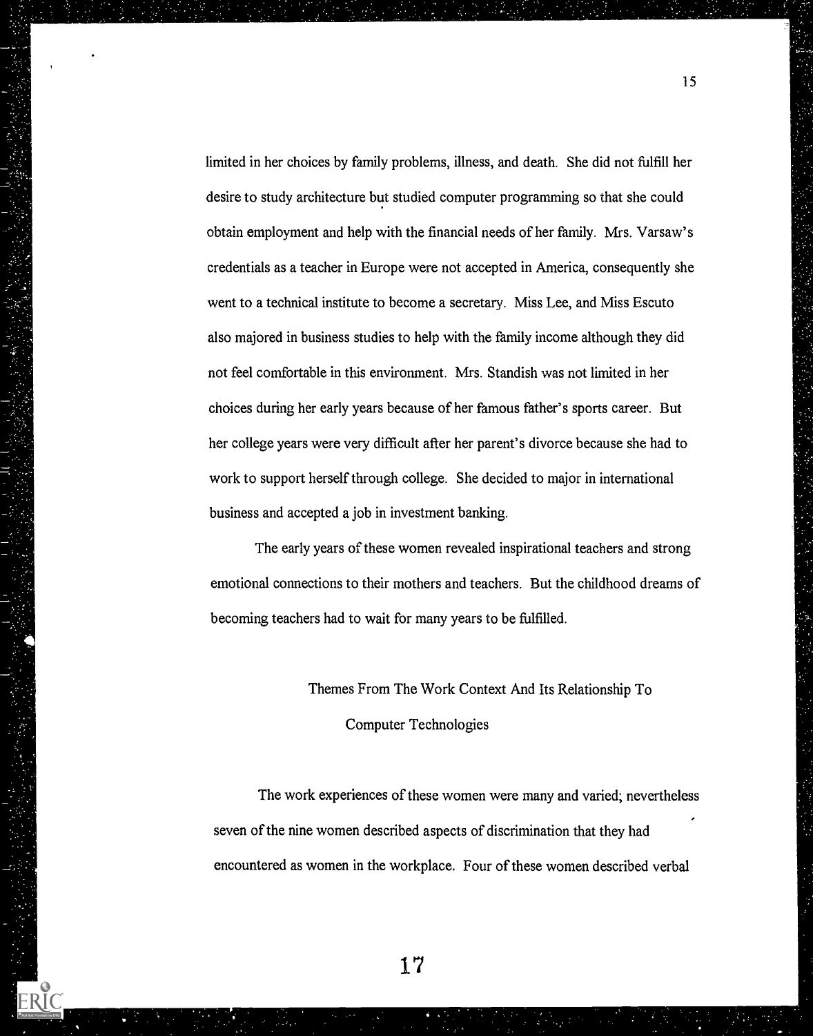limited in her choices by family problems, illness, and death. She did not fulfill her desire to study architecture but studied computer programming so that she could obtain employment and help with the financial needs of her family. Mrs. Varsaw's credentials as a teacher in Europe were not accepted in America, consequently she went to a technical institute to become a secretary. Miss Lee, and Miss Escuto also majored in business studies to help with the family income although they did not feel comfortable in this environment. Mrs. Standish was not limited in her choices during her early years because of her famous father's sports career. But her college years were very difficult after her parent's divorce because she had to work to support herself through college. She decided to major in international business and accepted a job in investment banking.

The early years of these women revealed inspirational teachers and strong emotional connections to their mothers and teachers. But the childhood dreams of becoming teachers had to wait for many years to be fulfilled.

## Themes From The Work Context And Its Relationship To Computer Technologies

The work experiences of these women were many and varied; nevertheless seven of the nine women described aspects of discrimination that they had encountered as women in the workplace. Four of these women described verbal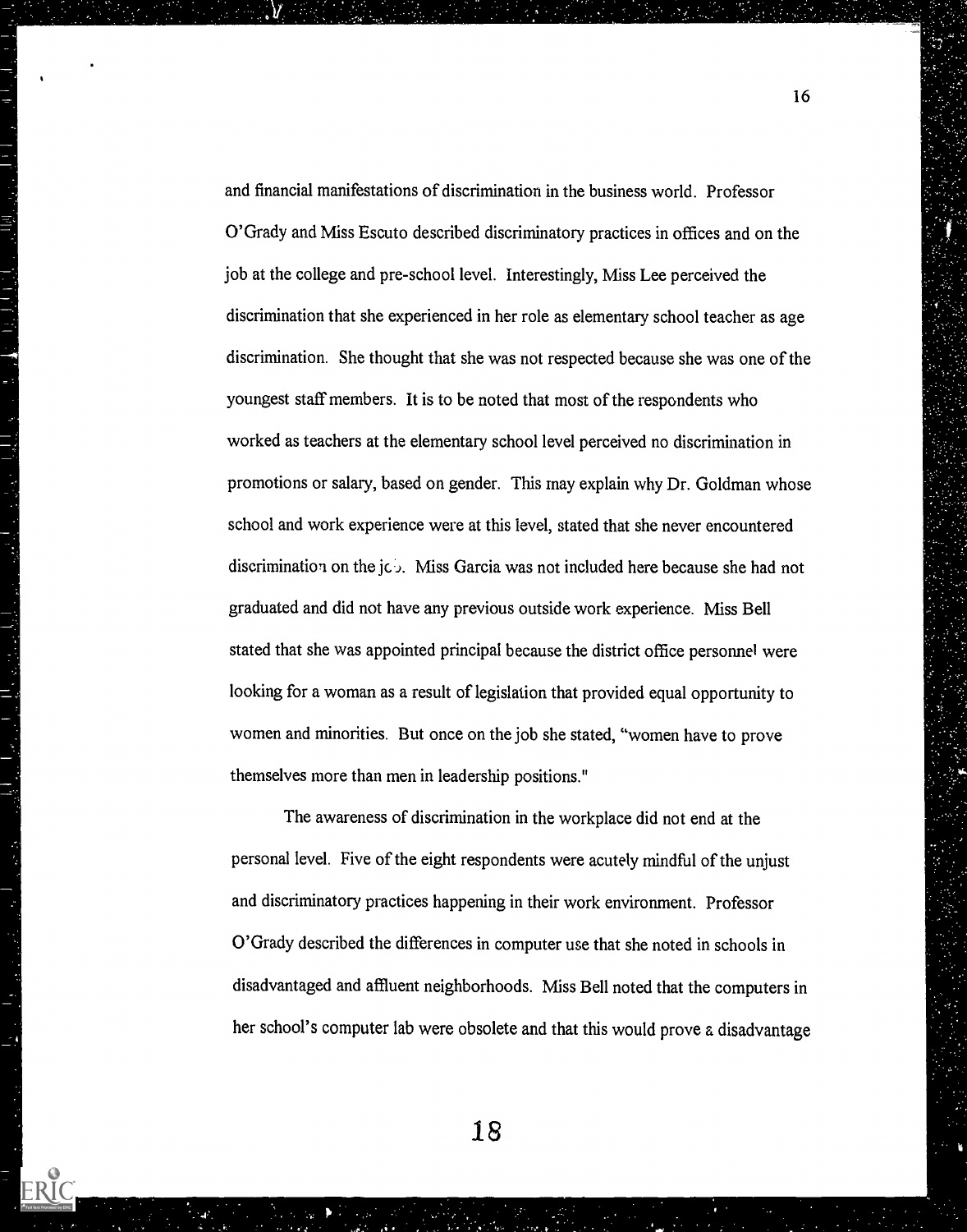and financial manifestations of discrimination in the business world. Professor O'Grady and Miss Escuto described discriminatory practices in offices and on the job at the college and pre-school level. Interestingly, Miss Lee perceived the discrimination that she experienced in her role as elementary school teacher as age discrimination. She thought that she was not respected because she was one of the youngest staff members. It is to be noted that most of the respondents who worked as teachers at the elementary school level perceived no discrimination in promotions or salary, based on gender. This may explain why Dr. Goldman whose school and work experience were at this level, stated that she never encountered discrimination on the job. Miss Garcia was not included here because she had not graduated and did not have any previous outside work experience. Miss Bell stated that she was appointed principal because the district office personnel were looking for a woman as a result of legislation that provided equal opportunity to women and minorities. But once on the job she stated, "women have to prove themselves more than men in leadership positions."

The awareness of discrimination in the workplace did not end at the personal level. Five of the eight respondents were acutely mindful of the unjust and discriminatory practices happening in their work environment. Professor O'Grady described the differences in computer use that she noted in schools in disadvantaged and affluent neighborhoods. Miss Bell noted that the computers in her school's computer lab were obsolete and that this would prove a disadvantage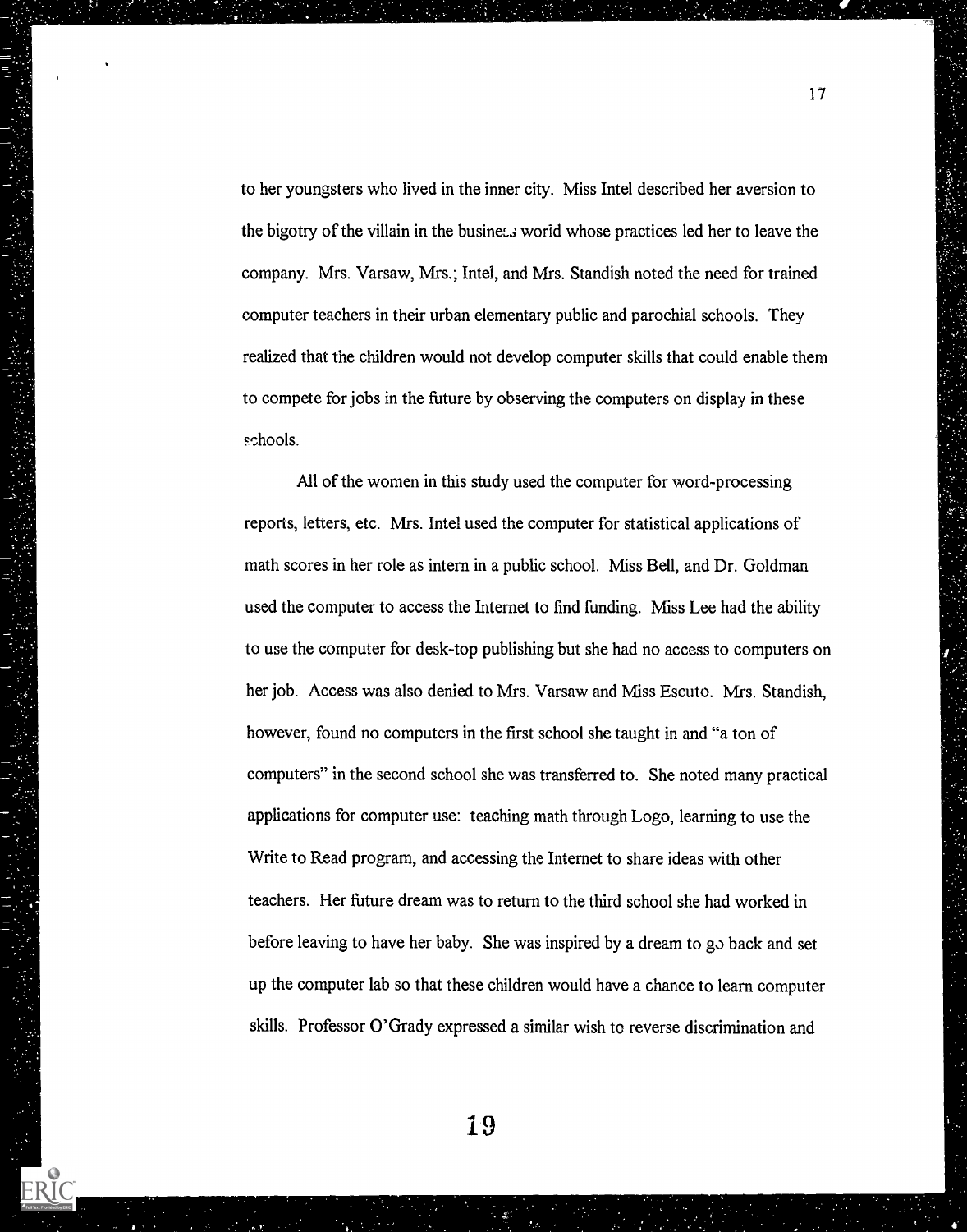to her youngsters who lived in the inner city. Miss Intel described her aversion to the bigotry of the villain in the business world whose practices led her to leave the company. Mrs. Varsaw, Mrs.; Intel, and Mrs. Standish noted the need for trained computer teachers in their urban elementary public and parochial schools. They realized that the children would not develop computer skills that could enable them to compete for jobs in the future by observing the computers on display in these schools.

All of the women in this study used the computer for word-processing reports, letters, etc. Mrs. Intel used the computer for statistical applications of math scores in her role as intern in a public school. Miss Bell, and Dr. Goldman used the computer to access the Internet to find funding. Miss Lee had the ability to use the computer for desk-top publishing but she had no access to computers on her job. Access was also denied to Mrs. Varsaw and Miss Escuto. Mrs. Standish, however, found no computers in the first school she taught in and "a ton of computers" in the second school she was transferred to. She noted many practical applications for computer use: teaching math through Logo, learning to use the Write to Read program, and accessing the Internet to share ideas with other teachers. Her future dream was to return to the third school she had worked in before leaving to have her baby. She was inspired by a dream to go back and set up the computer lab so that these children would have a chance to learn computer skills. Professor O'Grady expressed a similar wish to reverse discrimination and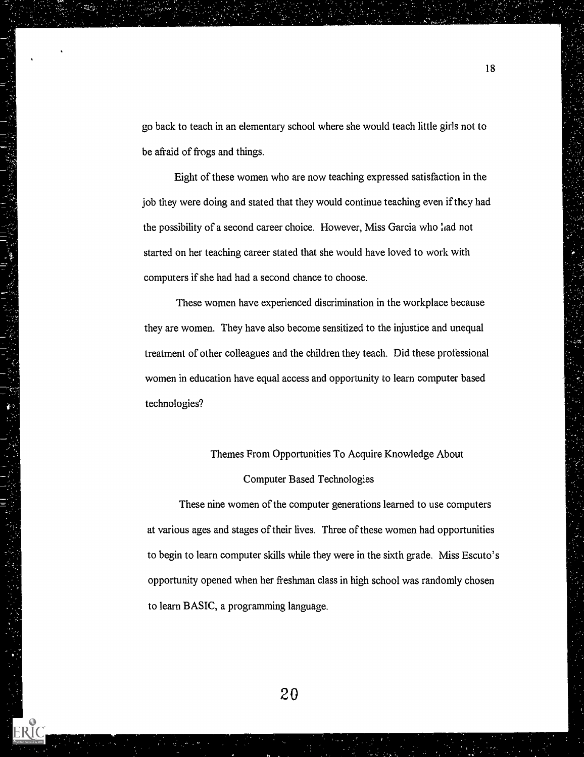go back to teach in an elementary school where she would teach little girls not to be afraid of frogs and things.

Eight of these women who are now teaching expressed satisfaction in the job they were doing and stated that they would continue teaching even if they had the possibility of a second career choice. However, Miss Garcia who had not started on her teaching career stated that she would have loved to work with computers if she had had a second chance to choose.

These women have experienced discrimination in the workplace because they are women. They have also become sensitized to the injustice and unequal treatment of other colleagues and the children they teach. Did these professional women in education have equal access and opportunity to learn computer based technologies?

## Themes From Opportunities To Acquire Knowledge About Computer Based Technologies

These nine women of the computer generations learned to use computers at various ages and stages of their lives. Three of these women had opportunities to begin to learn computer skills while they were in the sixth grade. Miss Escuto's opportunity opened when her freshman class in high school was randomly chosen to learn BASIC, a programming language.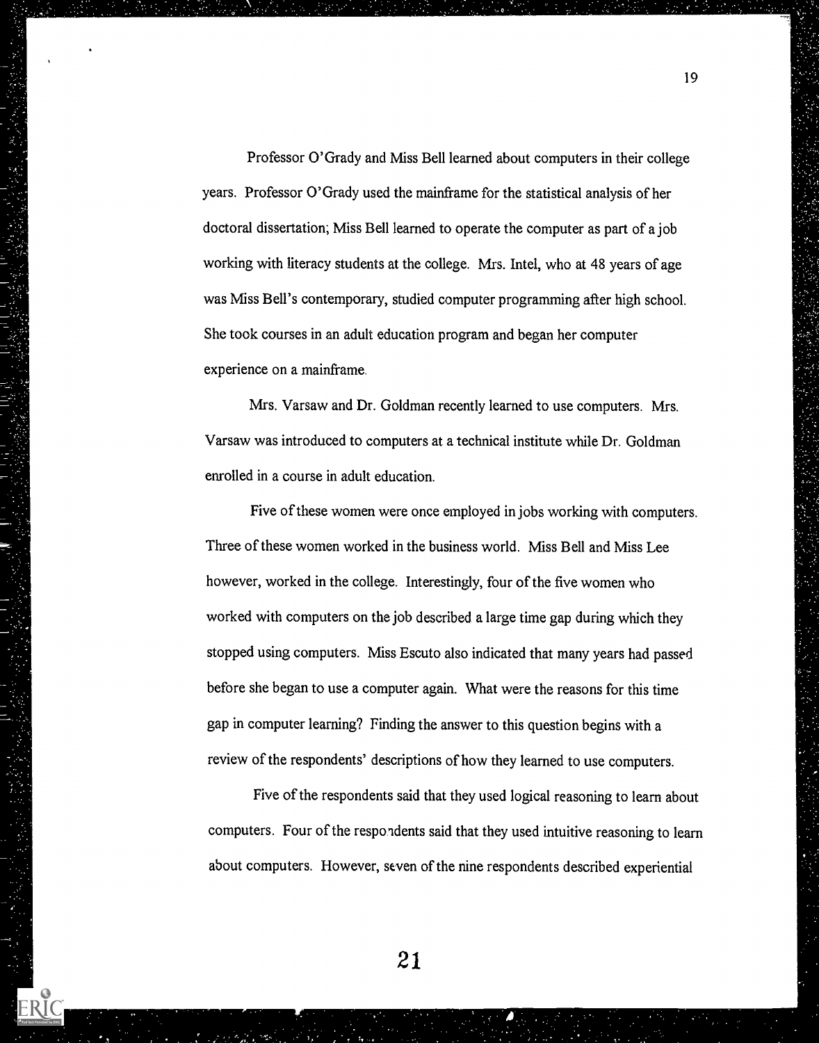Professor O'Grady and Miss Bell learned about computers in their college years. Professor O'Grady used the mainframe for the statistical analysis of her doctoral dissertation; Miss Bell learned to operate the computer as part of a job working with literacy students at the college. Mrs. Intel, who at 48 years of age was Miss Bell's contemporary, studied computer programming after high school. She took courses in an adult education program and began her computer experience on a mainframe.

Mrs. Varsaw and Dr. Goldman recently learned to use computers. Mrs. Varsaw was introduced to computers at a technical institute while Dr. Goldman enrolled in a course in adult education.

Five of these women were once employed in jobs working with computers. Three of these women worked in the business world. Miss Bell and Miss Lee however, worked in the college. Interestingly, four of the five women who worked with computers on the job described a large time gap during which they stopped using computers. Miss Escuto also indicated that many years had passed before she began to use a computer again. What were the reasons for this time gap in computer learning? Finding the answer to this question begins with a review of the respondents' descriptions of how they learned to use computers.

Five of the respondents said that they used logical reasoning to learn about computers. Four of the respondents said that they used intuitive reasoning to learn about computers. However, seven of the nine respondents described experiential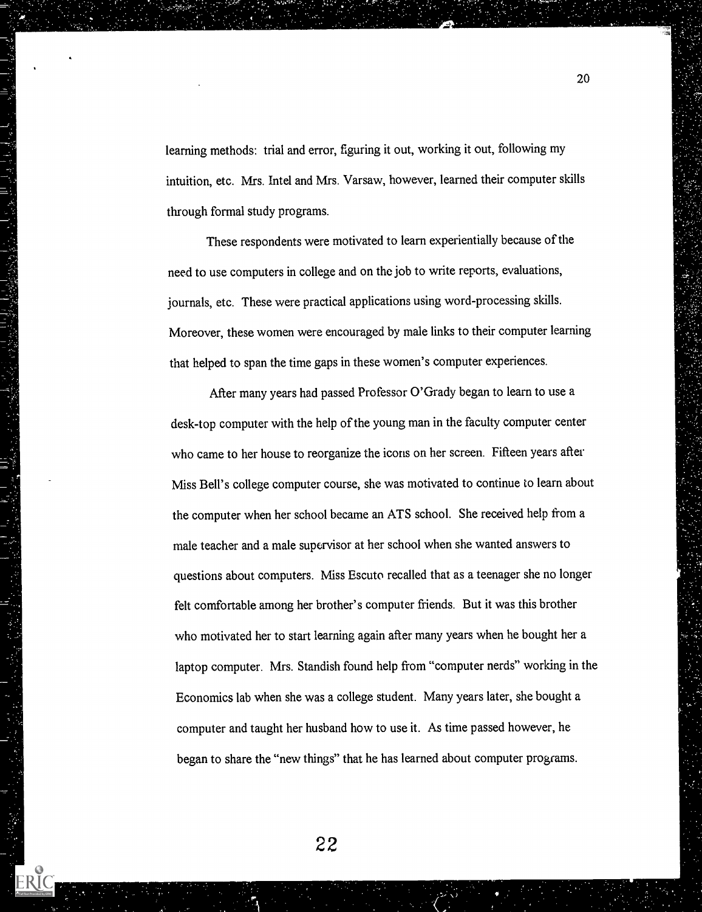learning methods: trial and error, figuring it out, working it out, following my intuition, etc. Mrs. Intel and Mrs. Varsaw, however, learned their computer skills through formal study programs.

These respondents were motivated to learn experientially because of the need to use computers in college and on the job to write reports, evaluations, journals, etc. These were practical applications using word-processing skills. Moreover, these women were encouraged by male links to their computer learning that helped to span the time gaps in these women's computer experiences.

After many years had passed Professor O'Grady began to learn to use a desk-top computer with the help of the young man in the faculty computer center who came to her house to reorganize the icons on her screen. Fifteen years after Miss Bell's college computer course, she was motivated to continue to learn about the computer when her school became an ATS school. She received help from a male teacher and a male supervisor at her school when she wanted answers to questions about computers. Miss Escuto recalled that as a teenager she no longer felt comfortable among her brother's computer friends. But it was this brother who motivated her to start learning again after many years when he bought her a laptop computer. Mrs. Standish found help from "computer nerds" working in the Economics lab when she was a college student. Many years later, she bought a computer and taught her husband how to use it. As time passed however, he began to share the "new things" that he has learned about computer programs.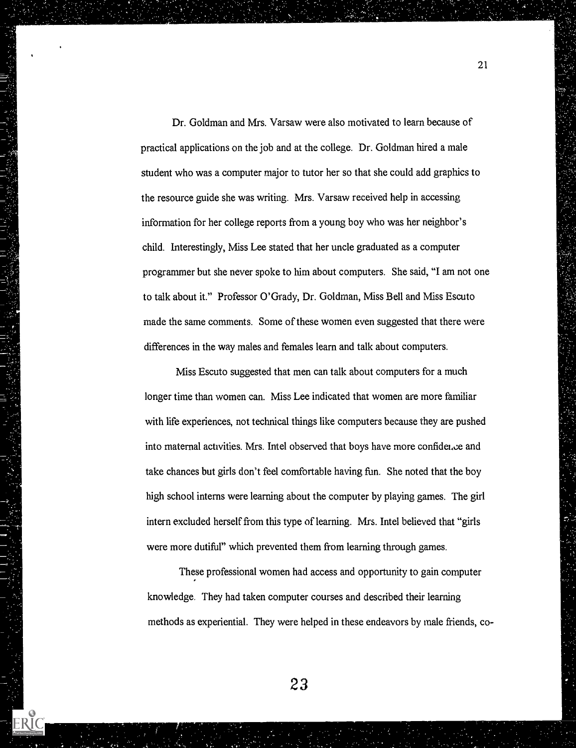Dr. Goldman and Mrs. Varsaw were also motivated to learn because of practical applications on the job and at the college. Dr. Goldman hired a male student who was a computer major to tutor her so that she could add graphics to the resource guide she was writing. Mrs. Varsaw received help in accessing information for her college reports from a young boy who was her neighbor's child. Interestingly, Miss Lee stated that her uncle graduated as a computer programmer but she never spoke to him about computers. She said, "I am not one to talk about it." Professor O'Grady, Dr. Goldman, Miss Bell and Miss Escuto made the same comments. Some of these women even suggested that there were differences in the way males and females learn and talk about computers.

Miss Escuto suggested that men can talk about computers for a much longer time than women can. Miss Lee indicated that women are more familiar with life experiences, not technical things like computers because they are pushed into maternal activities. Mrs. Intel observed that boys have more confidence and take chances but girls don't feel comfortable having fun. She noted that the boy high school interns were learning about the computer by playing games. The girl intern excluded herself from this type of learning. Mrs. Intel believed that "girls were more dutiful" which prevented them from learning through games.

These professional women had access and opportunity to gain computer knowledge. They had taken computer courses and described their learning methods as experiential. They were helped in these endeavors by male friends, co-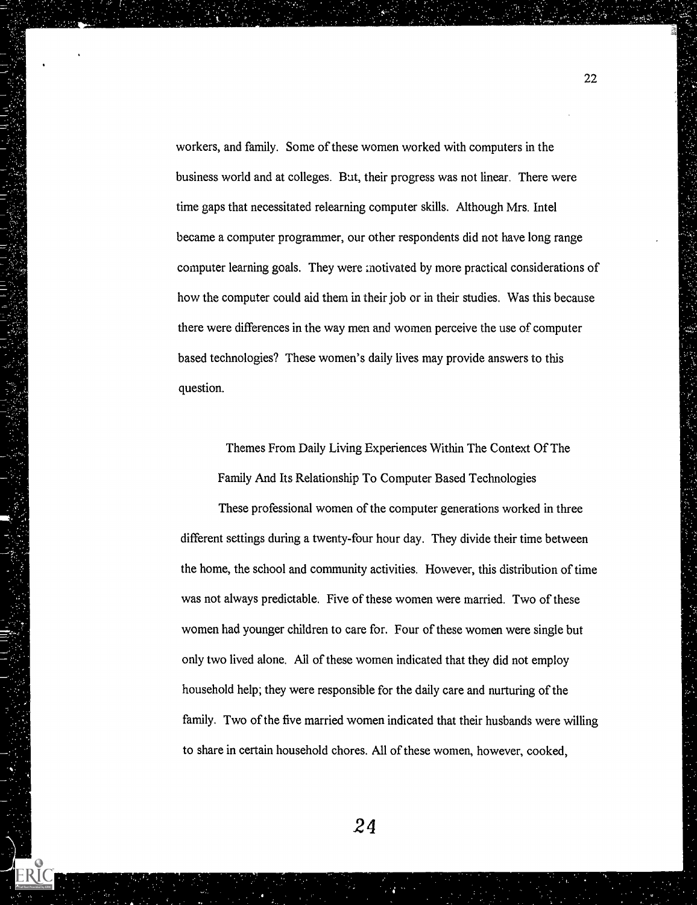workers, and family. Some of these women worked with computers in the business world and at colleges. But, their progress was not linear. There were time gaps that necessitated relearning computer skills. Although Mrs. Intel became a computer programmer, our other respondents did not have long range computer learning goals. They were motivated by more practical considerations of how the computer could aid them in their job or in their studies. Was this because there were differences in the way men and women perceive the use of computer based technologies? These women's daily lives may provide answers to this question.

## Themes From Daily Living Experiences Within The Context Of The Family And Its Relationship To Computer Based Technologies

These professional women of the computer generations worked in three different settings during a twenty-four hour day. They divide their time between the home, the school and community activities. However, this distribution of time was not always predictable. Five of these women were married. Two of these women had younger children to care for. Four of these women were single but only two lived alone. All of these women indicated that they did not employ household help; they were responsible for the daily care and nurturing of the family. Two of the five married women indicated that their husbands were willing to share in certain household chores. All of these women, however, cooked,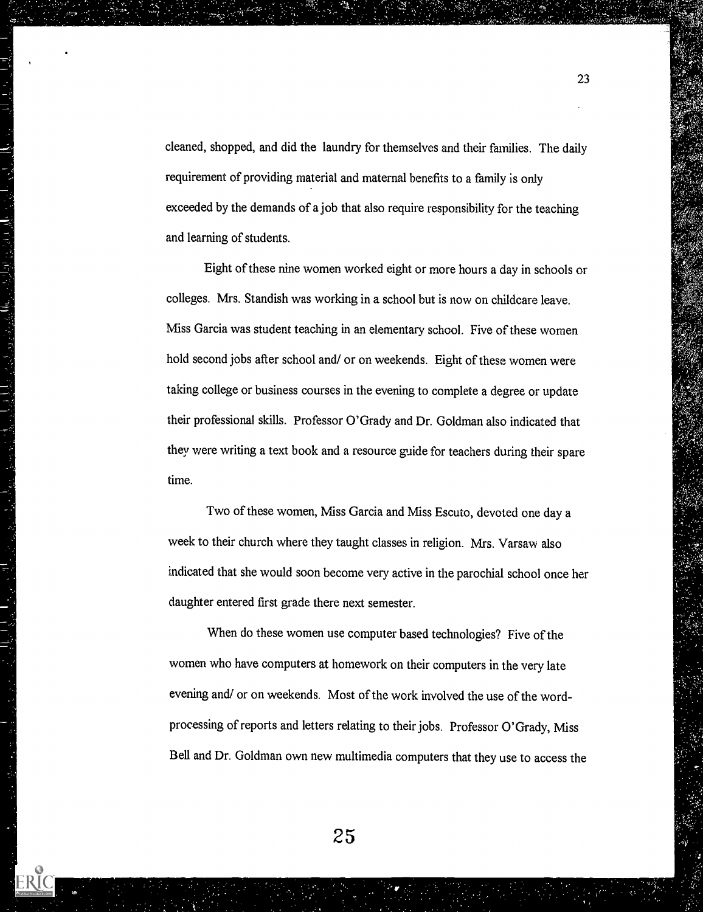cleaned, shopped, and did the laundry for themselves and their families. The daily requirement of providing material and maternal benefits to a family is only exceeded by the demands of a job that also require responsibility for the teaching and learning of students.

Eight of these nine women worked eight or more hours a day in schools or colleges. Mrs. Standish was working in a school but is now on childcare leave. Miss Garcia was student teaching in an elementary school. Five of these women hold second jobs after school and/ or on weekends. Eight of these women were taking college or business courses in the evening to complete a degree or update their professional skills. Professor O'Grady and Dr. Goldman also indicated that they were writing a text book and a resource guide for teachers during their spare time.

Two of these women, Miss Garcia and Miss Escuto, devoted one day a week to their church where they taught classes in religion. Mrs. Varsaw also indicated that she would soon become very active in the parochial school once her daughter entered first grade there next semester.

When do these women use computer based technologies? Five of the women who have computers at homework on their computers in the very late evening and/ or on weekends. Most of the work involved the use of the word-processing of reports and letters relating to their jobs. Professor O'Grady, Miss Bell and Dr. Goldman own new multimedia computers that they use to access the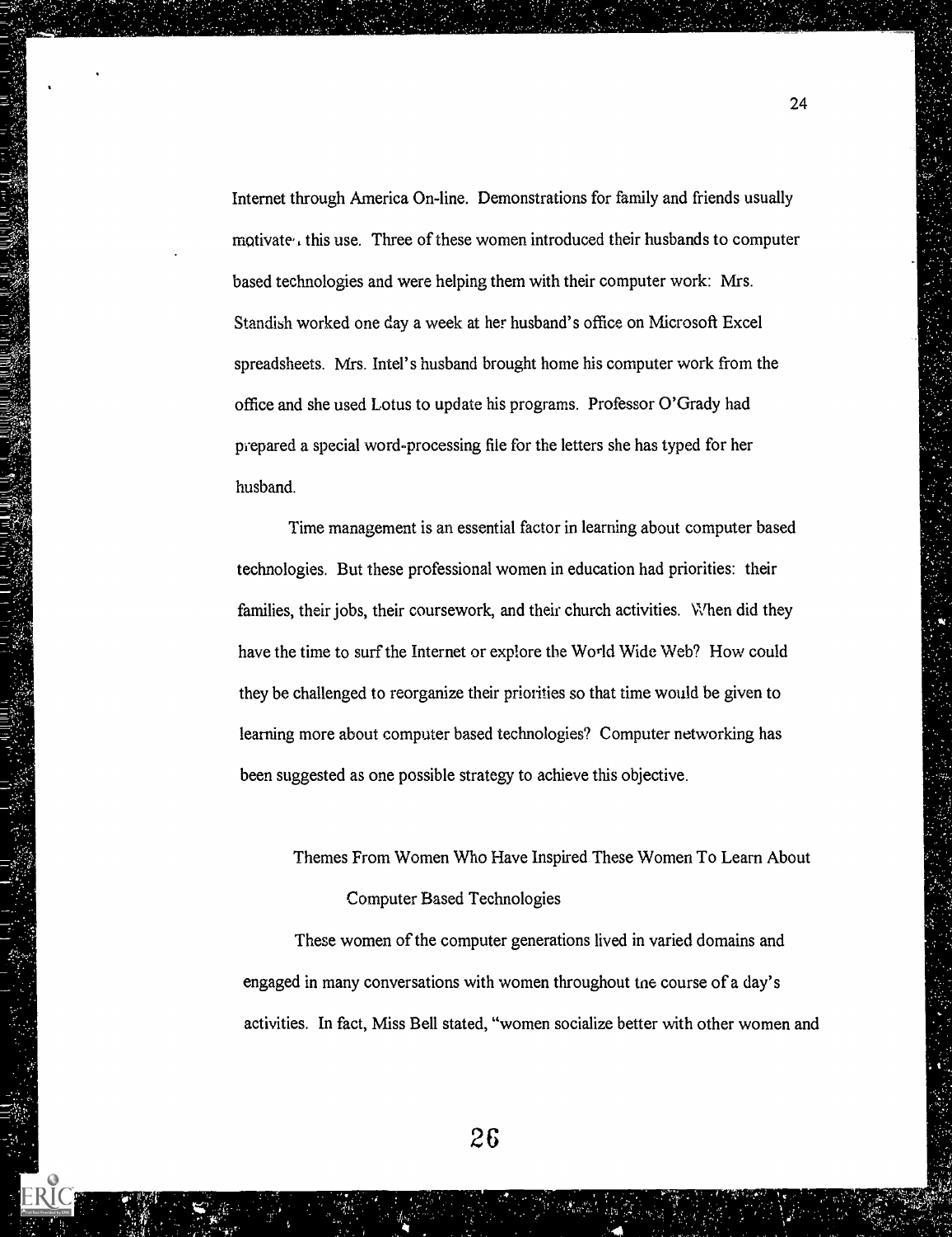Internet through America On-line. Demonstrations for family and friends usually motivates this use. Three of these women introduced their husbands to computer based technologies and were helping them with their computer work: Mrs. Standish worked one day a week at her husband's office on Microsoft Excel spreadsheets. Mrs. Intel's husband brought home his computer work from the office and she used Lotus to update his programs. Professor O'Grady had prepared a special word-processing file for the letters she has typed for her husband.

Time management is an essential factor in learning about computer based technologies. But these professional women in education had priorities: their families, their jobs, their coursework, and their church activities. When did they have the time to surf the Internet or explore the World Wide Web? How could they be challenged to reorganize their priorities so that time would be given to learning more about computer based technologies? Computer networking has been suggested as one possible strategy to achieve this objective.

## Themes From Women Who Have Inspired These Women To Learn About Computer Based Technologies

These women of the computer generations lived in varied domains and engaged in many conversations with women throughout the course of a day's activities. In fact, Miss Bell stated, "women socialize better with other women and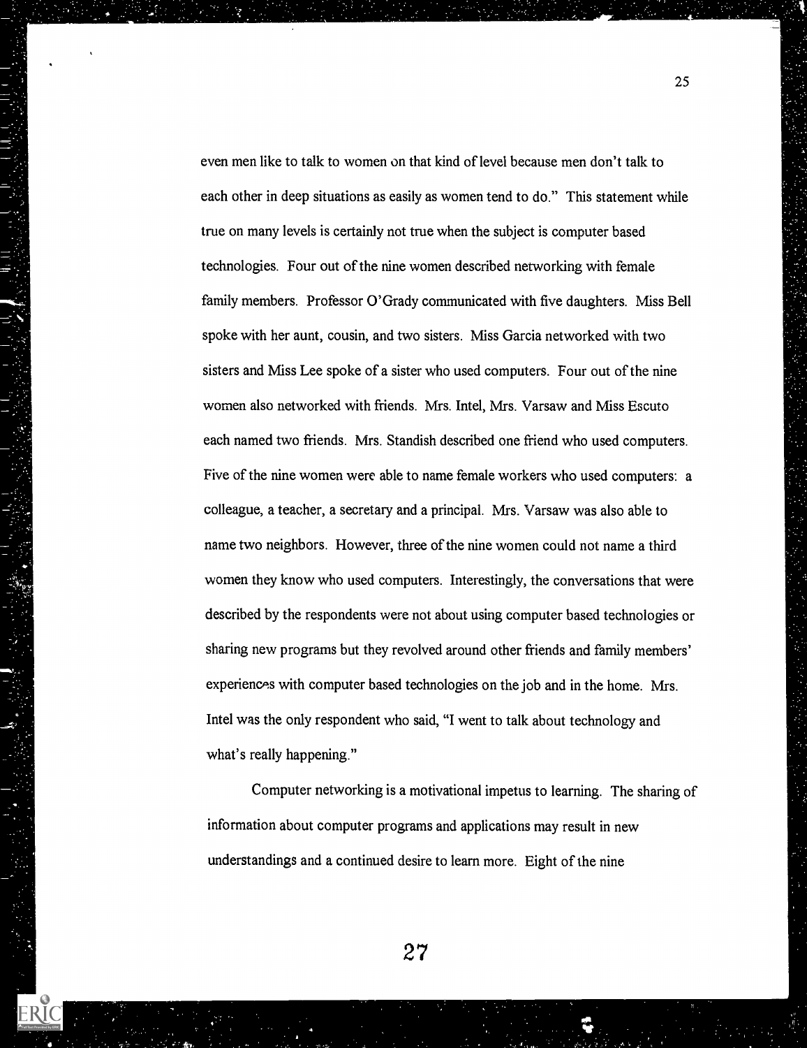even men like to talk to women on that kind of level because men don't talk to each other in deep situations as easily as women tend to do." This statement while true on many levels is certainly not true when the subject is computer based technologies. Four out of the nine women described networking with female family members. Professor O'Grady communicated with five daughters. Miss Bell spoke with her aunt, cousin, and two sisters. Miss Garcia networked with two sisters and Miss Lee spoke of a sister who used computers. Four out of the nine women also networked with friends. Mrs. Intel, Mrs. Varsaw and Miss Escuto each named two friends. Mrs. Standish described one friend who used computers. Five of the nine women were able to name female workers who used computers: a colleague, a teacher, a secretary and a principal. Mrs. Varsaw was also able to name two neighbors. However, three of the nine women could not name a third women they know who used computers. Interestingly, the conversations that were described by the respondents were not about using computer based technologies or sharing new programs but they revolved around other friends and family members' experiences with computer based technologies on the job and in the home. Mrs. Intel was the only respondent who said, "I went to talk about technology and what's really happening."

Computer networking is a motivational impetus to learning. The sharing of information about computer programs and applications may result in new understandings and a continued desire to learn more. Eight of the nine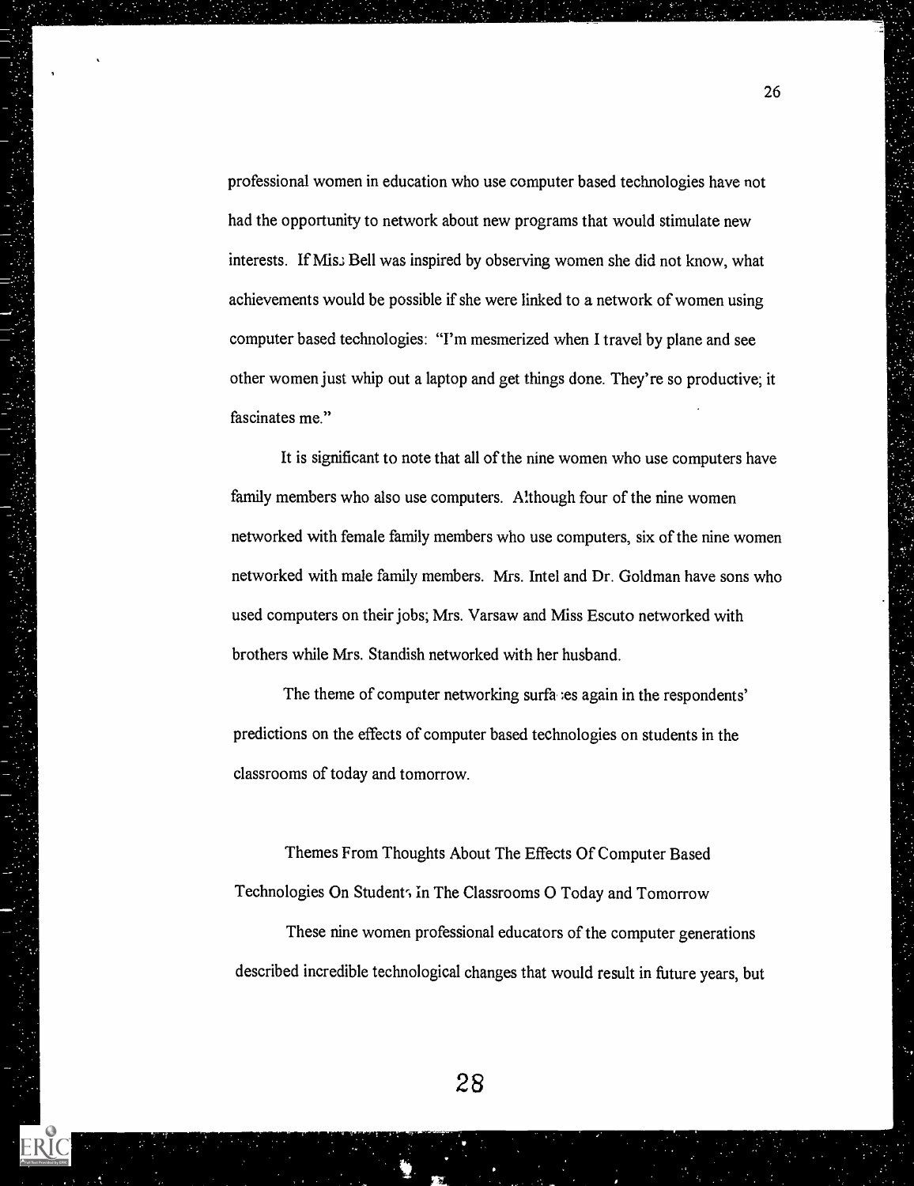professional women in education who use computer based technologies have not had the opportunity to network about new programs that would stimulate new interests. If Miss Bell was inspired by observing women she did not know, what achievements would be possible if she were linked to a network of women using computer based technologies: "I'm mesmerized when I travel by plane and see other women just whip out a laptop and get things done. They're so productive; it fascinates me."

It is significant to note that all of the nine women who use computers have family members who also use computers. Although four of the nine women networked with female family members who use computers, six of the nine women networked with male family members. Mrs. Intel and Dr. Goldman have sons who used computers on their jobs; Mrs. Varsaw and Miss Escuto networked with brothers while Mrs. Standish networked with her husband.

The theme of computer networking surfaces again in the respondents' predictions on the effects of computer based technologies on students in the classrooms of today and tomorrow.

## Themes From Thoughts About The Effects Of Computer Based Technologies On Students In The Classrooms O Today and Tomorrow

These nine women professional educators of the computer generations described incredible technological changes that would result in future years, but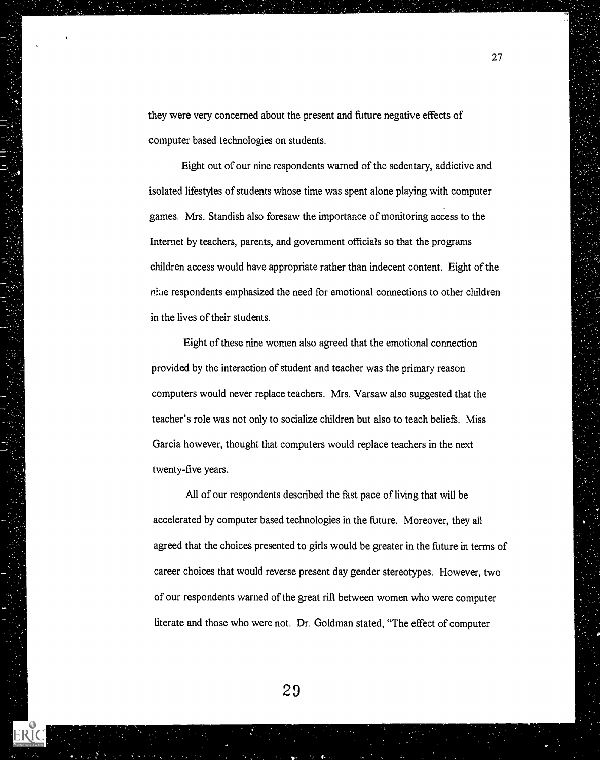they were very concerned about the present and future negative effects of computer based technologies on students.

Eight out of our nine respondents warned of the sedentary, addictive and isolated lifestyles of students whose time was spent alone playing with computer games. Mrs. Standish also foresaw the importance of monitoring access to the Internet by teachers, parents, and government officials so that the programs children access would have appropriate rather than indecent content. Eight of the nine respondents emphasized the need for emotional connections to other children in the lives of their students.

Eight of these nine women also agreed that the emotional connection provided by the interaction of student and teacher was the primary reason computers would never replace teachers. Mrs. Varsaw also suggested that the teacher's role was not only to socialize children but also to teach beliefs. Miss Garcia however, thought that computers would replace teachers in the next twenty-five years.

All of our respondents described the fast pace of living that will be accelerated by computer based technologies in the future. Moreover, they all agreed that the choices presented to girls would be greater in the future in terms of career choices that would reverse present day gender stereotypes. However, two of our respondents warned of the great rift between women who were computer literate and those who were not. Dr. Goldman stated, "The effect of computer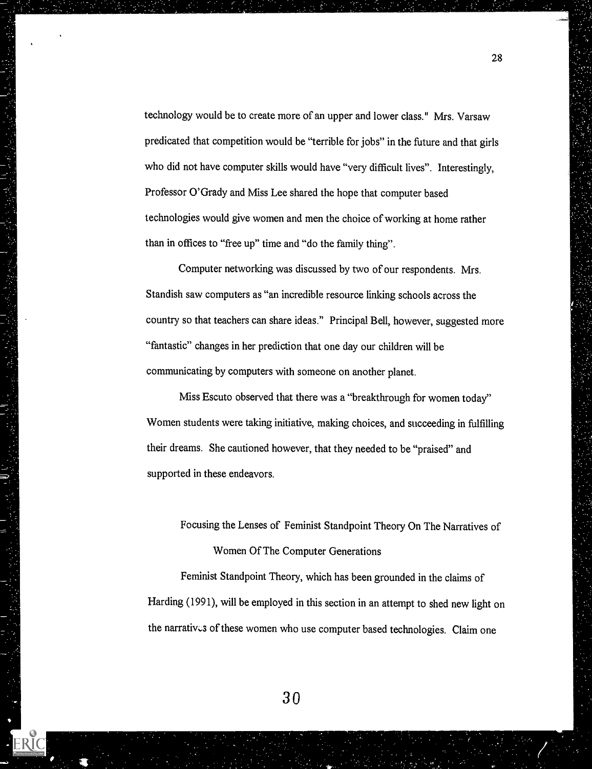technology would be to create more of an upper and lower class." Mrs. Varsaw predicated that competition would be "terrible for jobs" in the future and that girls who did not have computer skills would have "very difficult lives". Interestingly, Professor O'Grady and Miss Lee shared the hope that computer based technologies would give women and men the choice of working at home rather than in offices to "free up" time and "do the family thing".

Computer networking was discussed by two of our respondents. Mrs. Standish saw computers as "an incredible resource linking schools across the country so that teachers can share ideas." Principal Bell, however, suggested more "fantastic" changes in her prediction that one day our children will be communicating by computers with someone on another planet.

Miss Escuto observed that there was a "breakthrough for women today" Women students were taking initiative, making choices, and succeeding in fulfilling their dreams. She cautioned however, that they needed to be "praised" and supported in these endeavors.

## Focusing the Lenses of Feminist Standpoint Theory On The Narratives of Women Of The Computer Generations

Feminist Standpoint Theory, which has been grounded in the claims of Harding (1991), will be employed in this section in an attempt to shed new light on the narratives of these women who use computer based technologies. Claim one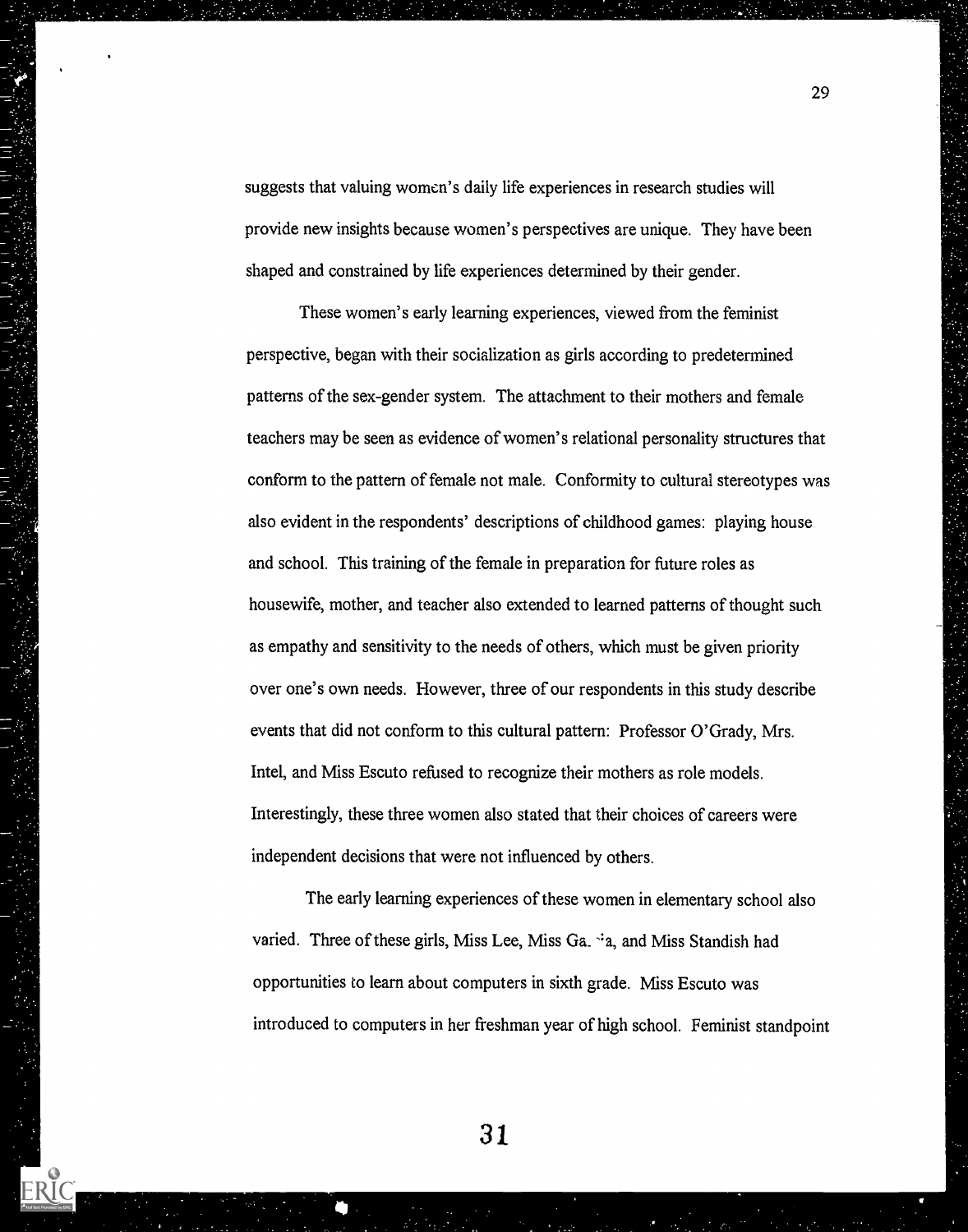suggests that valuing women's daily life experiences in research studies will provide new insights because women's perspectives are unique. They have been shaped and constrained by life experiences determined by their gender.

These women's early learning experiences, viewed from the feminist perspective, began with their socialization as girls according to predetermined patterns of the sex-gender system. The attachment to their mothers and female teachers may be seen as evidence of women's relational personality structures that conform to the pattern of female not male. Conformity to cultural stereotypes was also evident in the respondents' descriptions of childhood games: playing house and school. This training of the female in preparation for future roles as housewife, mother, and teacher also extended to learned patterns of thought such as empathy and sensitivity to the needs of others, which must be given priority over one's own needs. However, three of our respondents in this study describe events that did not conform to this cultural pattern: Professor O'Grady, Mrs. Intel, and Miss Escuto refused to recognize their mothers as role models. Interestingly, these three women also stated that their choices of careers were independent decisions that were not influenced by others.

The early learning experiences of these women in elementary school also varied. Three of these girls, Miss Lee, Miss Garcia, and Miss Standish had opportunities to learn about computers in sixth grade. Miss Escuto was introduced to computers in her freshman year of high school. Feminist standpoint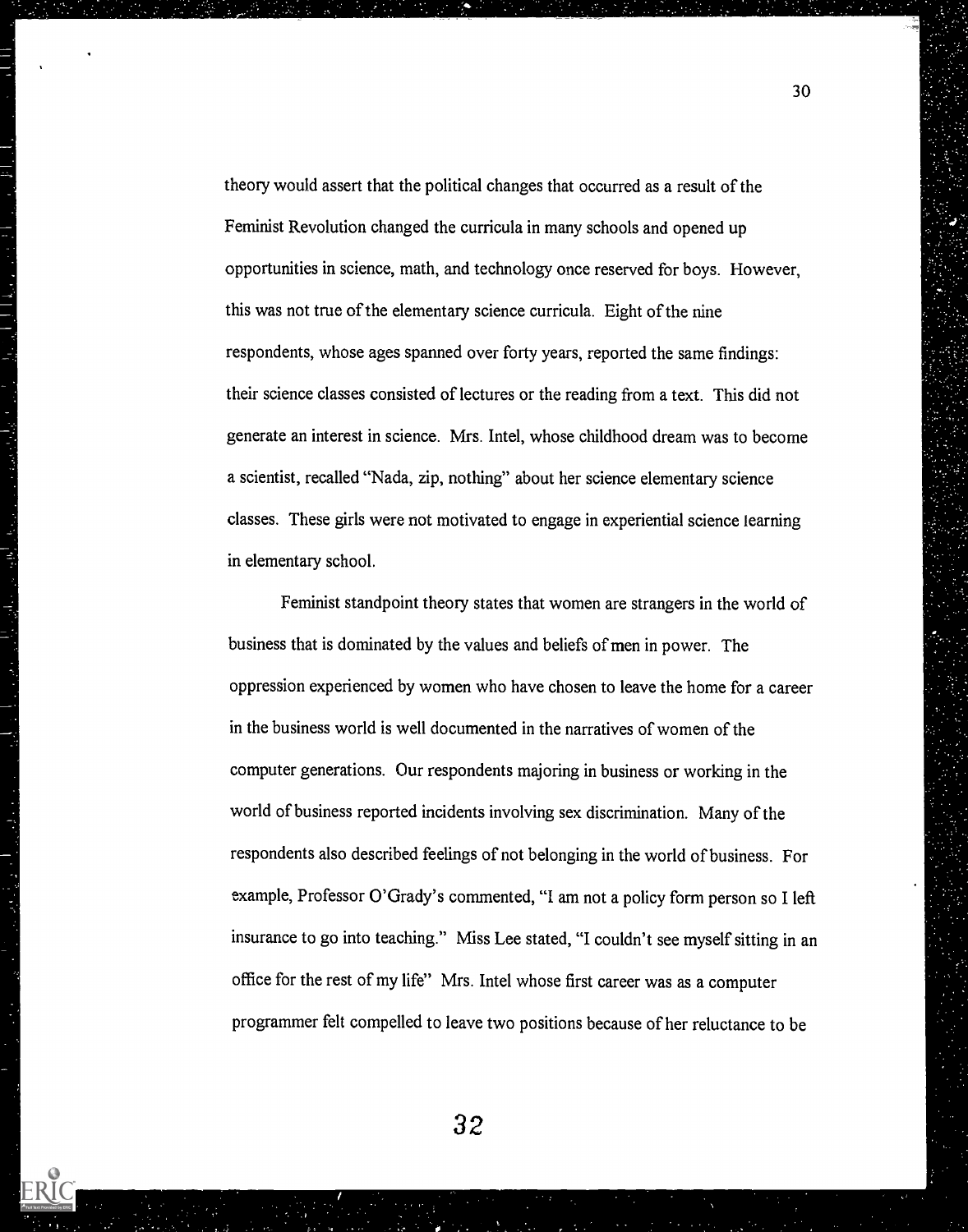theory would assert that the political changes that occurred as a result of the Feminist Revolution changed the curricula in many schools and opened up opportunities in science, math, and technology once reserved for boys. However, this was not true of the elementary science curricula. Eight of the nine respondents, whose ages spanned over forty years, reported the same findings: their science classes consisted of lectures or the reading from a text. This did not generate an interest in science. Mrs. Intel, whose childhood dream was to become a scientist, recalled "Nada, zip, nothing" about her science elementary science classes. These girls were not motivated to engage in experiential science learning in elementary school.

Feminist standpoint theory states that women are strangers in the world of business that is dominated by the values and beliefs of men in power. The oppression experienced by women who have chosen to leave the home for a career in the business world is well documented in the narratives of women of the computer generations. Our respondents majoring in business or working in the world of business reported incidents involving sex discrimination. Many of the respondents also described feelings of not belonging in the world of business. For example, Professor O'Grady's commented, "I am not a policy form person so I left insurance to go into teaching." Miss Lee stated, "I couldn't see myself sitting in an office for the rest of my life" Mrs. Intel whose first career was as a computer programmer felt compelled to leave two positions because of her reluctance to be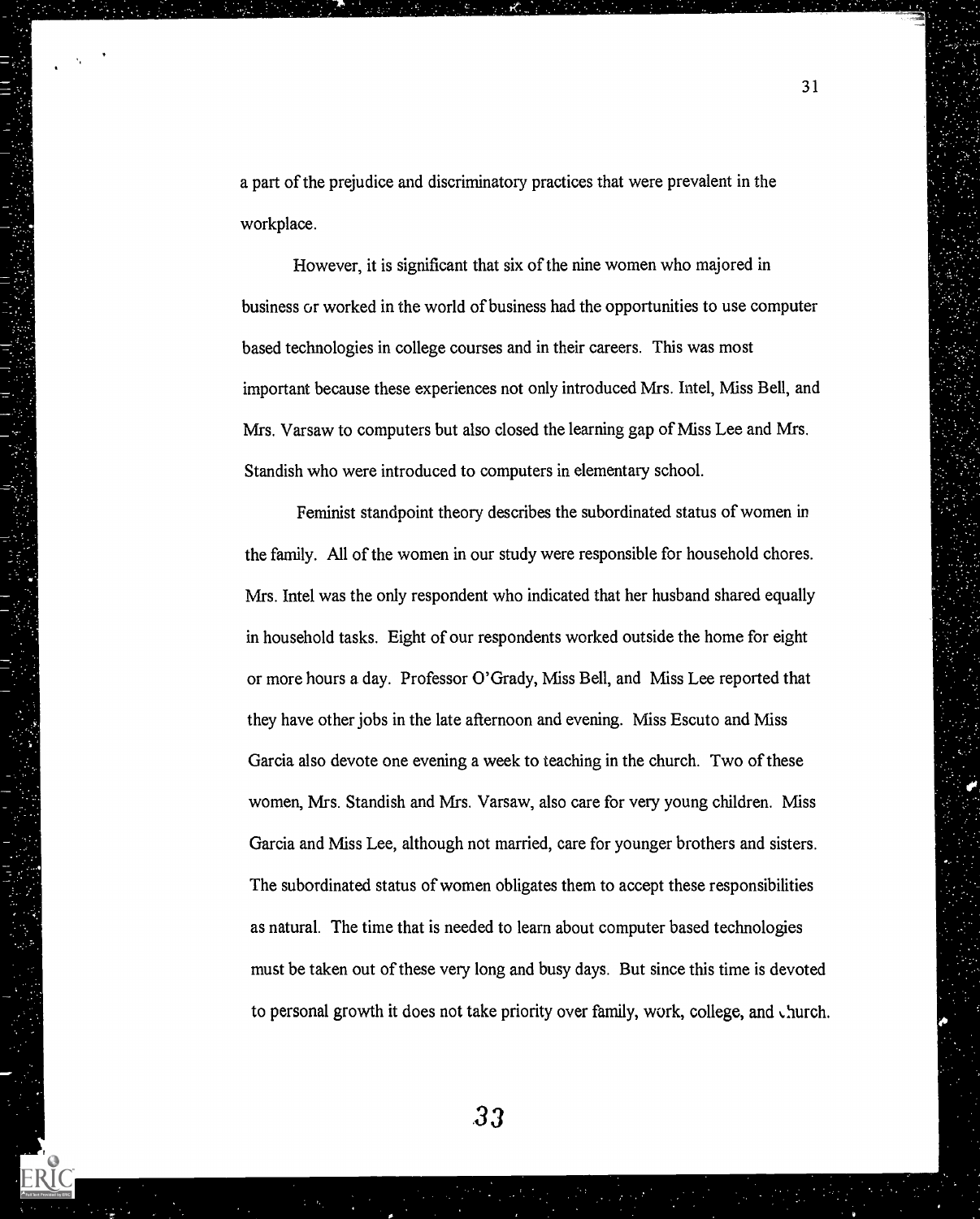a part of the prejudice and discriminatory practices that were prevalent in the workplace.

However, it is significant that six of the nine women who majored in business or worked in the world of business had the opportunities to use computer based technologies in college courses and in their careers. This was most important because these experiences not only introduced Mrs. Intel, Miss Bell, and Mrs. Varsaw to computers but also closed the learning gap of Miss Lee and Mrs. Standish who were introduced to computers in elementary school.

Feminist standpoint theory describes the subordinated status of women in the family. All of the women in our study were responsible for household chores. Mrs. Intel was the only respondent who indicated that her husband shared equally in household tasks. Eight of our respondents worked outside the home for eight or more hours a day. Professor O'Grady, Miss Bell, and Miss Lee reported that they have other jobs in the late afternoon and evening. Miss Escuto and Miss Garcia also devote one evening a week to teaching in the church. Two of these women, Mrs. Standish and Mrs. Varsaw, also care for very young children. Miss Garcia and Miss Lee, although not married, care for younger brothers and sisters. The subordinated status of women obligates them to accept these responsibilities as natural. The time that is needed to learn about computer based technologies must be taken out of these very long and busy days. But since this time is devoted to personal growth it does not take priority over family, work, college, and church.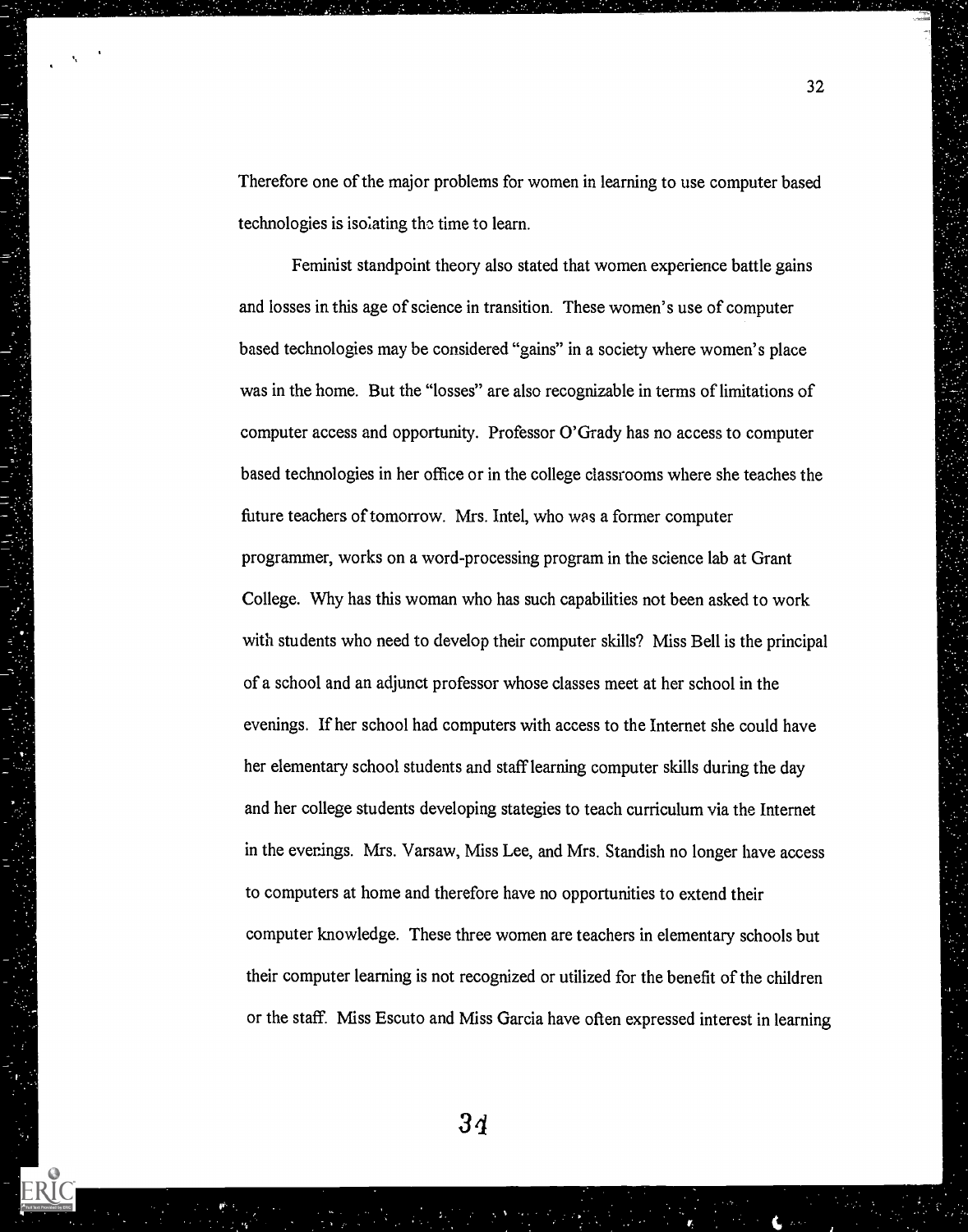Therefore one of the major problems for women in learning to use computer based technologies is isolating the time to learn.

Feminist standpoint theory also stated that women experience battle gains and losses in this age of science in transition. These women's use of computer based technologies may be considered "gains" in a society where women's place was in the home. But the "losses" are also recognizable in terms of limitations of computer access and opportunity. Professor O'Grady has no access to computer based technologies in her office or in the college classrooms where she teaches the future teachers of tomorrow. Mrs. Intel, who was a former computer programmer, works on a word-processing program in the science lab at Grant College. Why has this woman who has such capabilities not been asked to work with students who need to develop their computer skills? Miss Bell is the principal of a school and an adjunct professor whose classes meet at her school in the evenings. If her school had computers with access to the Internet she could have her elementary school students and staff learning computer skills during the day and her college students developing stategies to teach curriculum via the Internet in the evenings. Mrs. Varsaw, Miss Lee, and Mrs. Standish no longer have access to computers at home and therefore have no opportunities to extend their computer knowledge. These three women are teachers in elementary schools but their computer learning is not recognized or utilized for the benefit of the children or the staff. Miss Escuto and Miss Garcia have often expressed interest in learning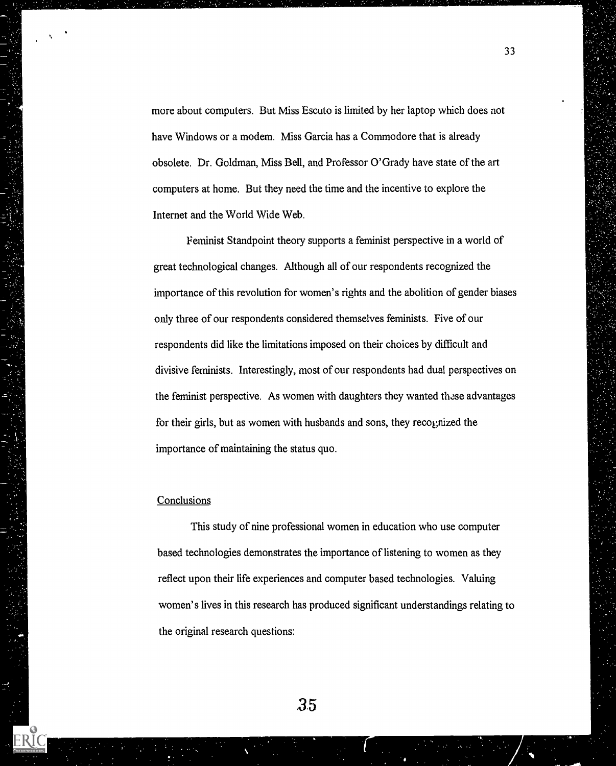more about computers. But Miss Escuto is limited by her laptop which does not have Windows or a modem. Miss Garcia has a Commodore that is already obsolete. Dr. Goldman, Miss Bell, and Professor O'Grady have state of the art computers at home. But they need the time and the incentive to explore the Internet and the World Wide Web.

Feminist Standpoint theory supports a feminist perspective in a world of great technological changes. Although all of our respondents recognized the importance of this revolution for women's rights and the abolition of gender biases only three of our respondents considered themselves feminists. Five of our respondents did like the limitations imposed on their choices by difficult and divisive feminists. Interestingly, most of our respondents had dual perspectives on the feminist perspective. As women with daughters they wanted these advantages for their girls, but as women with husbands and sons, they recognized the importance of maintaining the status quo.

## Conclusions

This study of nine professional women in education who use computer based technologies demonstrates the importance of listening to women as they reflect upon their life experiences and computer based technologies. Valuing women's lives in this research has produced significant understandings relating to the original research questions: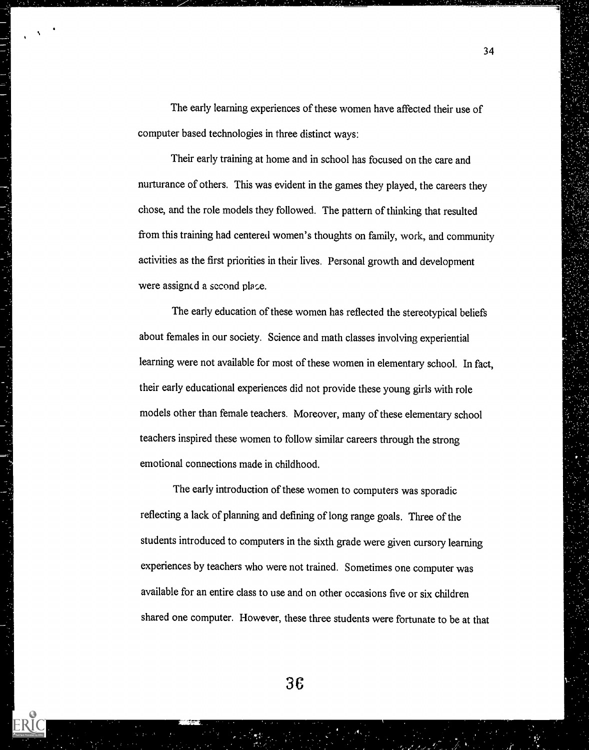The early learning experiences of these women have affected their use of computer based technologies in three distinct ways:

Their early training at home and in school has focused on the care and nurturance of others. This was evident in the games they played, the careers they chose, and the role models they followed. The pattern of thinking that resulted from this training had centered women's thoughts on family, work, and community activities as the first priorities in their lives. Personal growth and development were assigned a second place.

The early education of these women has reflected the stereotypical beliefs about females in our society. Science and math classes involving experiential learning were not available for most of these women in elementary school. In fact, their early educational experiences did not provide these young girls with role models other than female teachers. Moreover, many of these elementary school teachers inspired these women to follow similar careers through the strong emotional connections made in childhood.

The early introduction of these women to computers was sporadic reflecting a lack of planning and defining of long range goals. Three of the students introduced to computers in the sixth grade were given cursory learning experiences by teachers who were not trained. Sometimes one computer was available for an entire class to use and on other occasions five or six children shared one computer. However, these three students were fortunate to be at that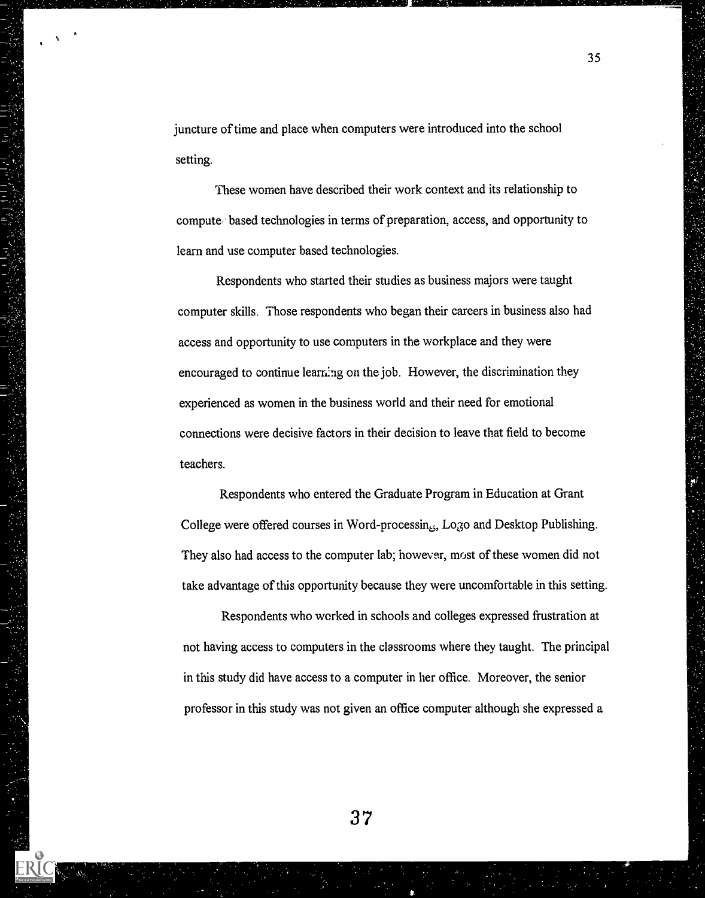juncture of time and place when computers were introduced into the school setting.

These women have described their work context and its relationship to computer based technologies in terms of preparation, access, and opportunity to learn and use computer based technologies.

Respondents who started their studies as business majors were taught computer skills. Those respondents who began their careers in business also had access and opportunity to use computers in the workplace and they were encouraged to continue learning on the job. However, the discrimination they experienced as women in the business world and their need for emotional connections were decisive factors in their decision to leave that field to become teachers.

Respondents who entered the Graduate Program in Education at Grant College were offered courses in Word-processing, Logo and Desktop Publishing. They also had access to the computer lab; however, most of these women did not take advantage of this opportunity because they were uncomfortable in this setting.

Respondents who worked in schools and colleges expressed frustration at not having access to computers in the classrooms where they taught. The principal in this study did have access to a computer in her office. Moreover, the senior professor in this study was not given an office computer although she expressed a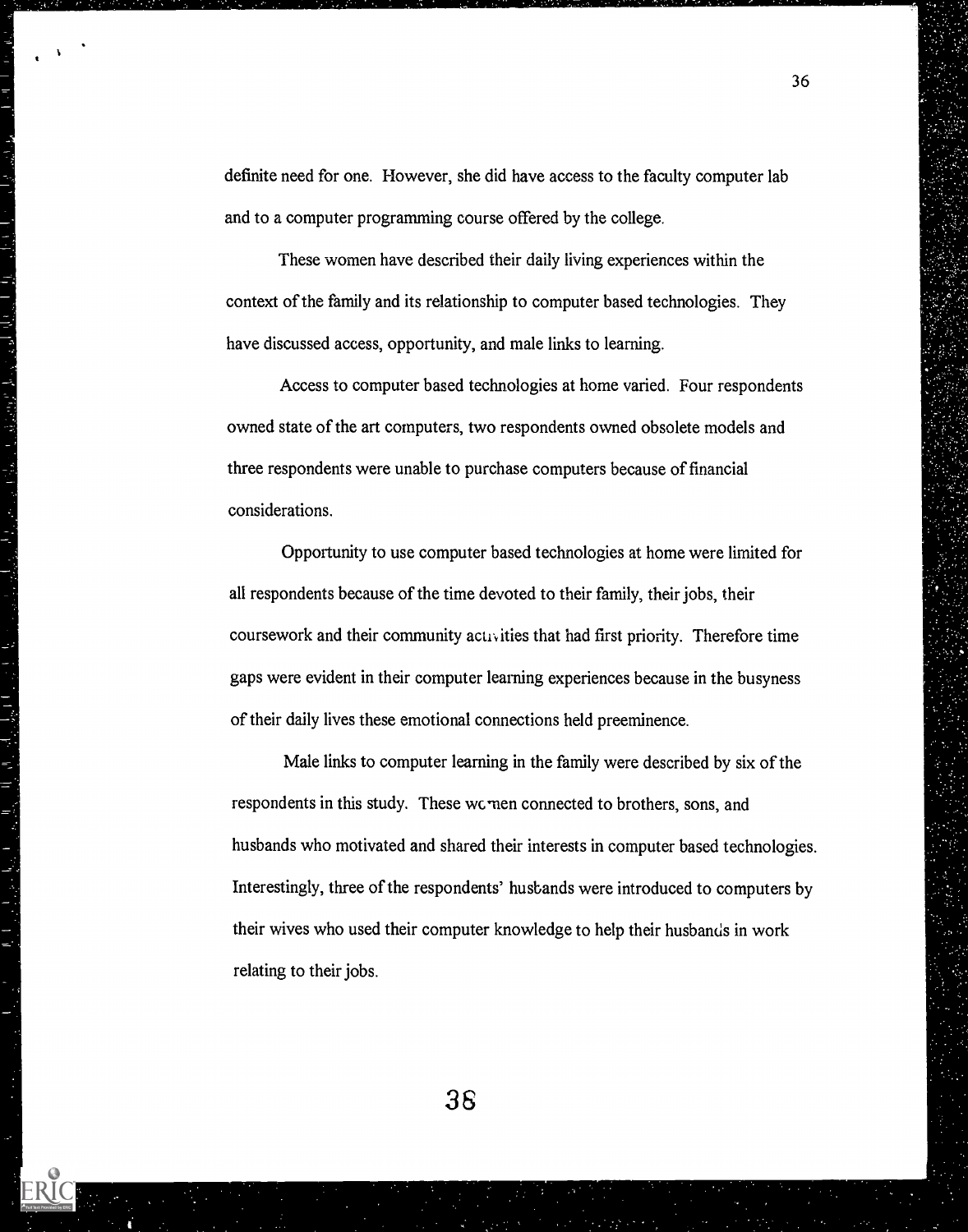definite need for one. However, she did have access to the faculty computer lab and to a computer programming course offered by the college.

These women have described their daily living experiences within the context of the family and its relationship to computer based technologies. They have discussed access, opportunity, and male links to learning.

Access to computer based technologies at home varied. Four respondents owned state of the art computers, two respondents owned obsolete models and three respondents were unable to purchase computers because of financial considerations.

Opportunity to use computer based technologies at home were limited for all respondents because of the time devoted to their family, their jobs, their coursework and their community activities that had first priority. Therefore time gaps were evident in their computer learning experiences because in the busyness of their daily lives these emotional connections held preeminence.

Male links to computer learning in the family were described by six of the respondents in this study. These women connected to brothers, sons, and husbands who motivated and shared their interests in computer based technologies. Interestingly, three of the respondents' husbands were introduced to computers by their wives who used their computer knowledge to help their husbands in work relating to their jobs.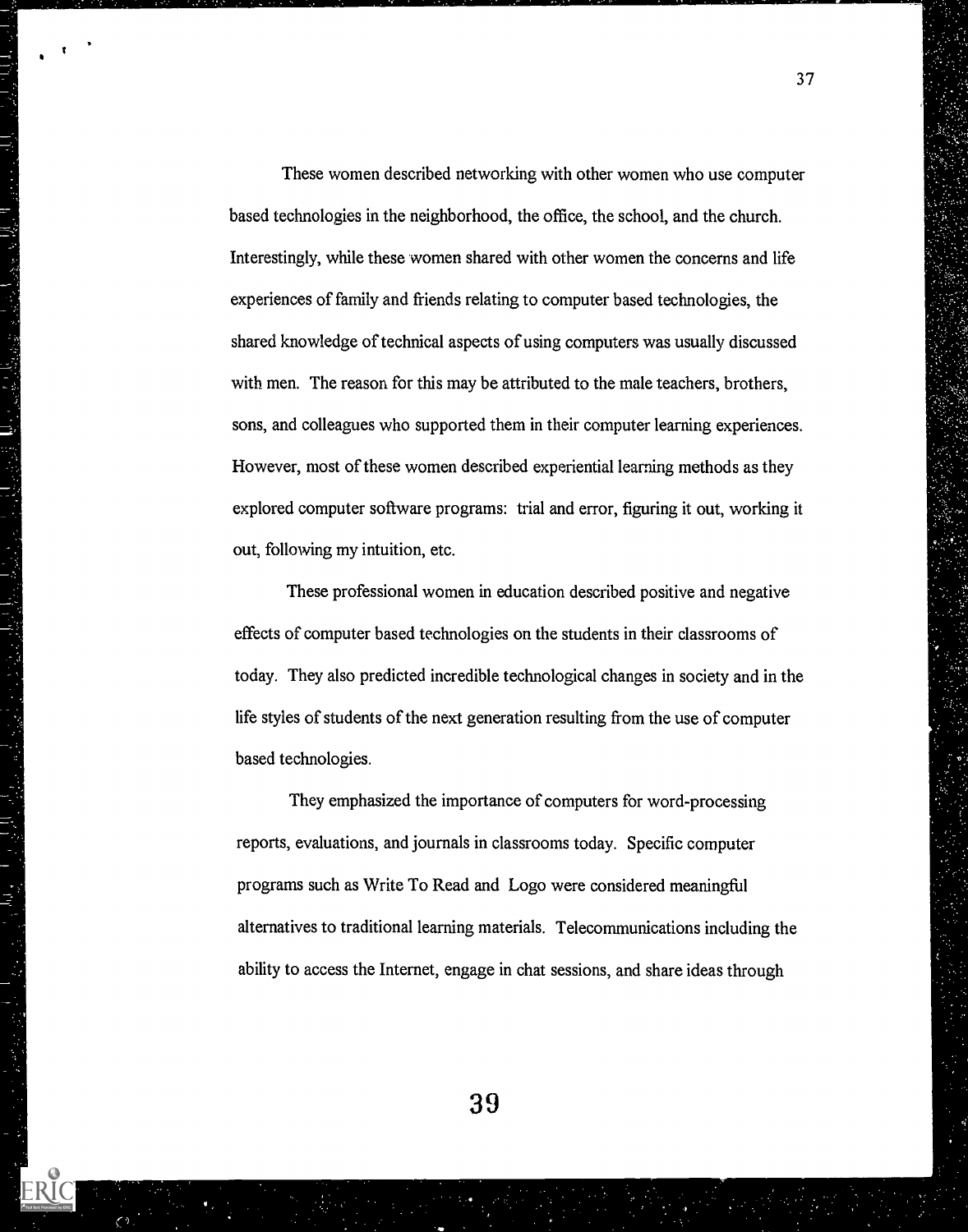These women described networking with other women who use computer based technologies in the neighborhood, the office, the school, and the church. Interestingly, while these women shared with other women the concerns and life experiences of family and friends relating to computer based technologies, the shared knowledge of technical aspects of using computers was usually discussed with men. The reason for this may be attributed to the male teachers, brothers, sons, and colleagues who supported them in their computer learning experiences. However, most of these women described experiential learning methods as they explored computer software programs: trial and error, figuring it out, working it out, following my intuition, etc.

These professional women in education described positive and negative effects of computer based technologies on the students in their classrooms of today. They also predicted incredible technological changes in society and in the life styles of students of the next generation resulting from the use of computer based technologies.

They emphasized the importance of computers for word-processing reports, evaluations, and journals in classrooms today. Specific computer programs such as Write To Read and Logo were considered meaningful alternatives to traditional learning materials. Telecommunications including the ability to access the Internet, engage in chat sessions, and share ideas through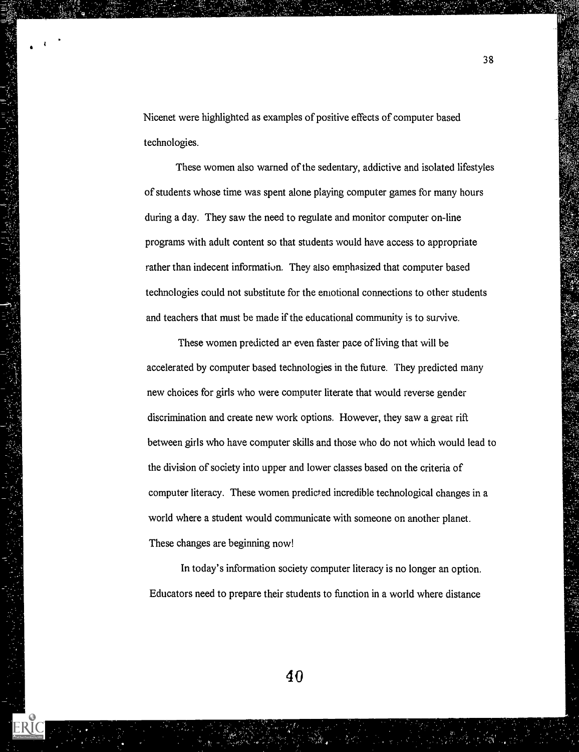Nicenet were highlighted as examples of positive effects of computer based technologies.

These women also warned of the sedentary, addictive and isolated lifestyles of students whose time was spent alone playing computer games for many hours during a day. They saw the need to regulate and monitor computer on-line programs with adult content so that students would have access to appropriate rather than indecent information. They also emphasized that computer based technologies could not substitute for the emotional connections to other students and teachers that must be made if the educational community is to survive.

These women predicted an even faster pace of living that will be accelerated by computer based technologies in the future. They predicted many new choices for girls who were computer literate that would reverse gender discrimination and create new work options. However, they saw a great rift between girls who have computer skills and those who do not which would lead to the division of society into upper and lower classes based on the criteria of computer literacy. These women predicted incredible technological changes in a world where a student would communicate with someone on another planet. These changes are beginning now!

In today's information society computer literacy is no longer an option. Educators need to prepare their students to function in a world where distance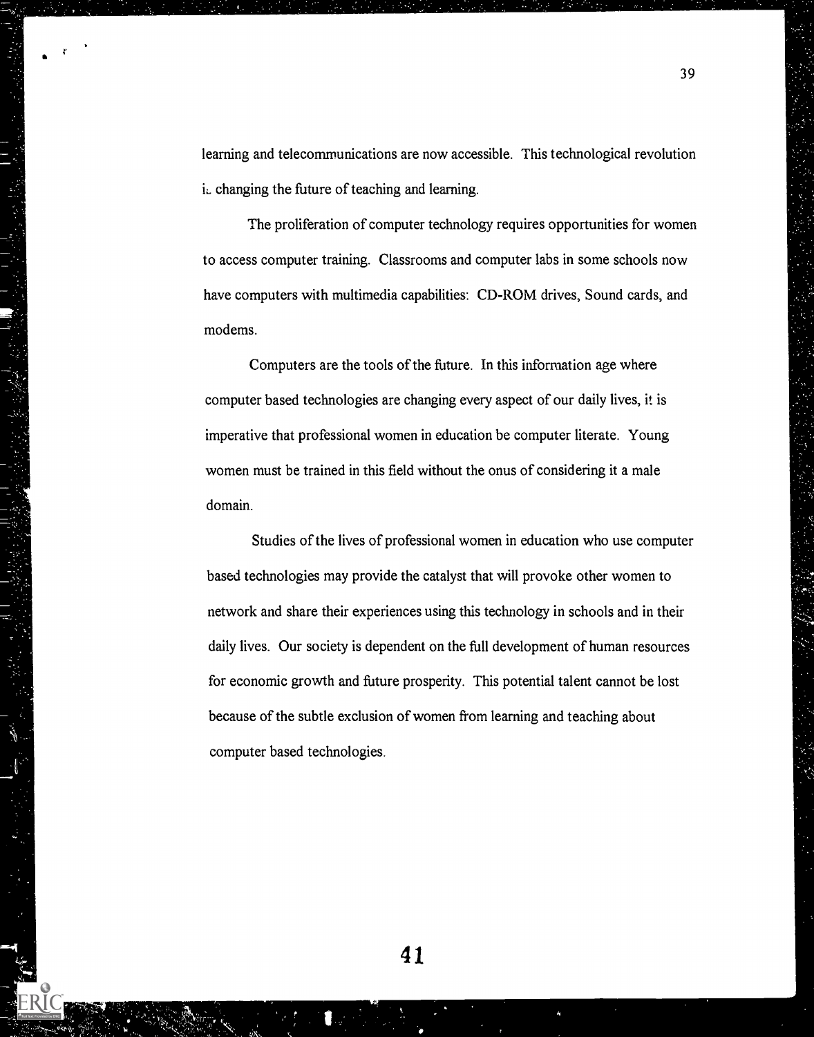learning and telecommunications are now accessible. This technological revolution is changing the future of teaching and learning.

The proliferation of computer technology requires opportunities for women to access computer training. Classrooms and computer labs in some schools now have computers with multimedia capabilities: CD-ROM drives, Sound cards, and modems.

Computers are the tools of the future. In this information age where computer based technologies are changing every aspect of our daily lives, it is imperative that professional women in education be computer literate. Young women must be trained in this field without the onus of considering it a male domain.

Studies of the lives of professional women in education who use computer based technologies may provide the catalyst that will provoke other women to network and share their experiences using this technology in schools and in their daily lives. Our society is dependent on the full development of human resources for economic growth and future prosperity. This potential talent cannot be lost because of the subtle exclusion of women from learning and teaching about computer based technologies.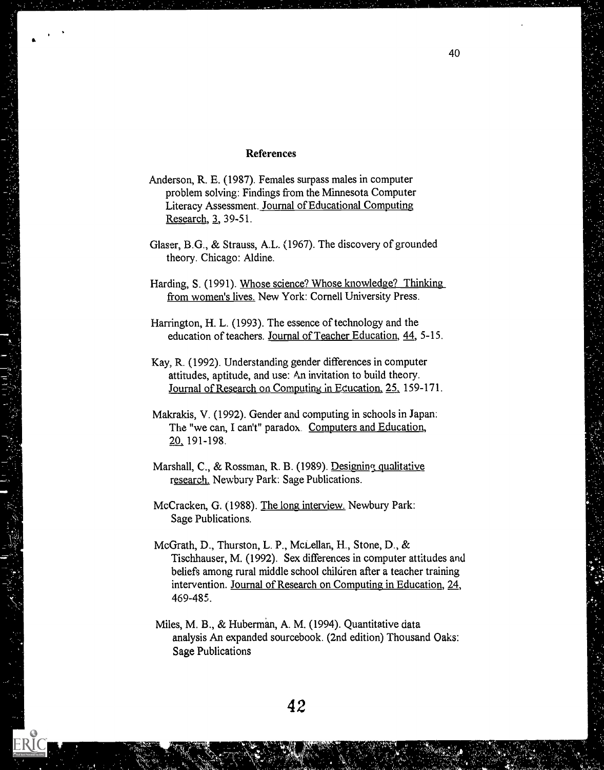## References

Anderson, R. E. (1987). Females surpass males in computer problem solving: Findings from the Minnesota Computer Literacy Assessment. Journal of Educational Computing Research, 3, 39-51.

Glaser, B.G., & Strauss, A.L. (1967). The discovery of grounded theory. Chicago: Aldine.

Harding, S. (1991). Whose science? Whose knowledge? Thinking from women's lives. New York: Cornell University Press.

Harrington, H. L. (1993). The essence of technology and the education of teachers. Journal of Teacher Education, 44, 5-15.

Kay, R. (1992). Understanding gender differences in computer attitudes, aptitude, and use: An invitation to build theory. Journal of Research on Computing in Education, 25, 159-171.

Makrakis, V. (1992). Gender and computing in schools in Japan: The "we can, I can't" paradox. Computers and Education, 20, 191-198.

Marshall, C., & Rossman, R. B. (1989). Designing qualitative research. Newbury Park: Sage Publications.

McCracken, G. (1988). The long interview. Newbury Park: Sage Publications.

McGrath, D., Thurston, L. P., McLellan, H., Stone, D., & Tischhauser, M. (1992). Sex differences in computer attitudes and beliefs among rural middle school children after a teacher training intervention. Journal of Research on Computing in Education, 24, 469-485.

Miles, M. B., & Huberman, A. M. (1994). Quantitative data analysis An expanded sourcebook. (2nd edition) Thousand Oaks: Sage Publications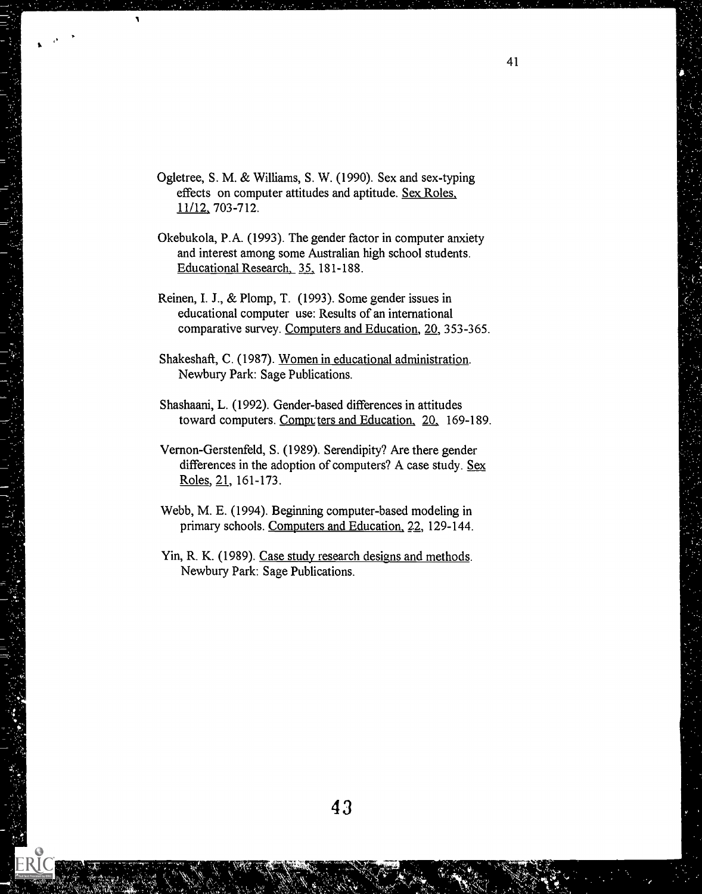Ogletree, S. M. & Williams, S. W. (1990). Sex and sex-typing effects on computer attitudes and aptitude. Sex Roles, 11/12, 703-712.

Okebukola, P.A. (1993). The gender factor in computer anxiety and interest among some Australian high school students. Educational Research, 35, 181-188.

Reinen, I. J., & Plomp, T. (1993). Some gender issues in educational computer use: Results of an international comparative survey. Computers and Education, 20, 353-365.

Shakeshaft, C. (1987). Women in educational administration. Newbury Park: Sage Publications.

Shashaani, L. (1992). Gender-based differences in attitudes toward computers. Computers and Education, 20, 169-189.

Vernon-Gerstenfeld, S. (1989). Serendipity? Are there gender differences in the adoption of computers? A case study. Sex Roles, 21, 161-173.

Webb, M. E. (1994). Beginning computer-based modeling in primary schools. Computers and Education, 22, 129-144.

Yin, R. K. (1989). Case study research designs and methods. Newbury Park: Sage Publications.